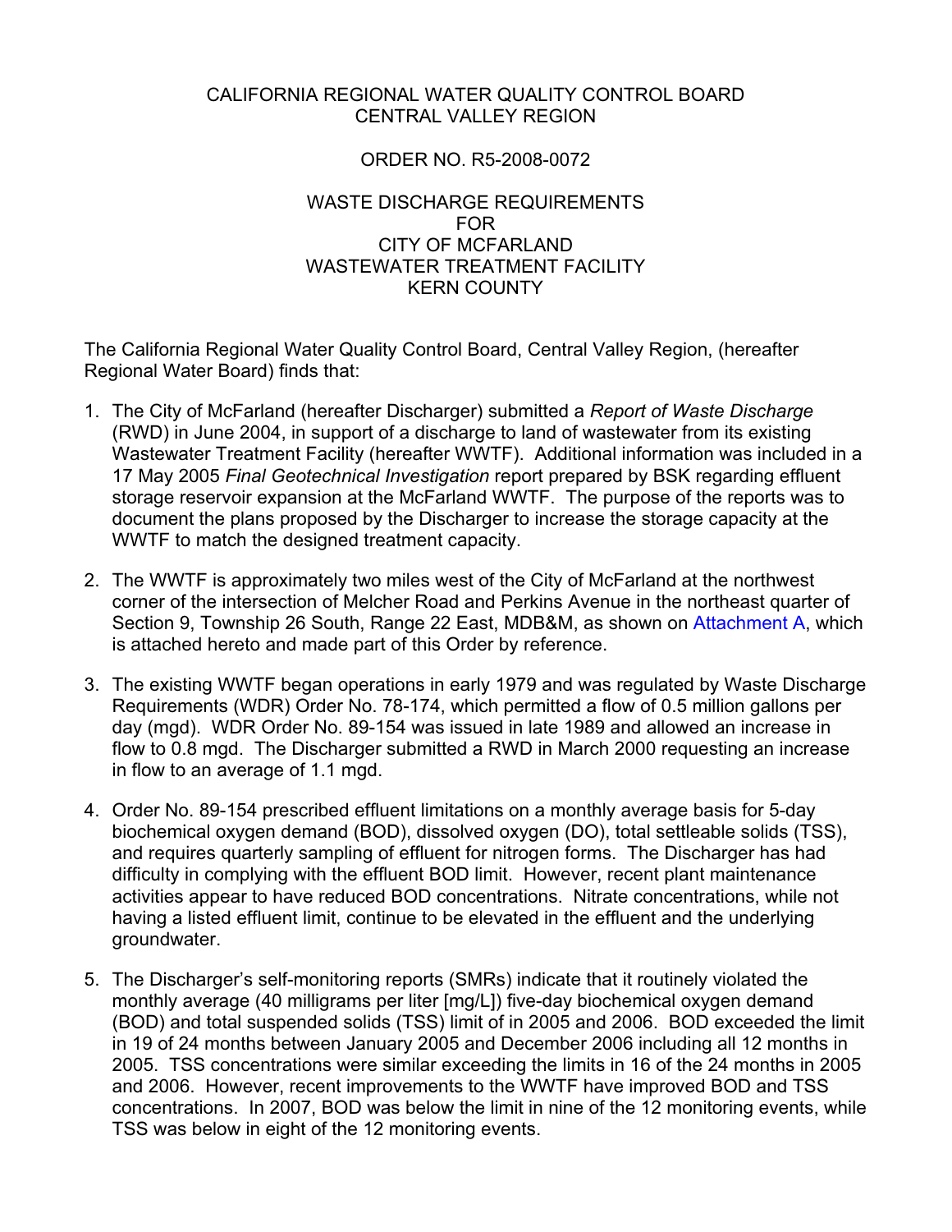CALIFORNIA REGIONAL WATER QUALITY CONTROL BOARD
CENTRAL VALLEY REGION

ORDER NO. R5-2008-0072

WASTE DISCHARGE REQUIREMENTS
FOR
CITY OF MCFARLAND
WASTEWATER TREATMENT FACILITY
KERN COUNTY

The California Regional Water Quality Control Board, Central Valley Region, (hereafter Regional Water Board) finds that:

1. The City of McFarland (hereafter Discharger) submitted a *Report of Waste Discharge* (RWD) in June 2004, in support of a discharge to land of wastewater from its existing Wastewater Treatment Facility (hereafter WWTF). Additional information was included in a 17 May 2005 *Final Geotechnical Investigation* report prepared by BSK regarding effluent storage reservoir expansion at the McFarland WWTF. The purpose of the reports was to document the plans proposed by the Discharger to increase the storage capacity at the WWTF to match the designed treatment capacity.

2. The WWTF is approximately two miles west of the City of McFarland at the northwest corner of the intersection of Melcher Road and Perkins Avenue in the northeast quarter of Section 9, Township 26 South, Range 22 East, MDB&M, as shown on Attachment A, which is attached hereto and made part of this Order by reference.

3. The existing WWTF began operations in early 1979 and was regulated by Waste Discharge Requirements (WDR) Order No. 78-174, which permitted a flow of 0.5 million gallons per day (mgd). WDR Order No. 89-154 was issued in late 1989 and allowed an increase in flow to 0.8 mgd. The Discharger submitted a RWD in March 2000 requesting an increase in flow to an average of 1.1 mgd.

4. Order No. 89-154 prescribed effluent limitations on a monthly average basis for 5-day biochemical oxygen demand (BOD), dissolved oxygen (DO), total settleable solids (TSS), and requires quarterly sampling of effluent for nitrogen forms. The Discharger has had difficulty in complying with the effluent BOD limit. However, recent plant maintenance activities appear to have reduced BOD concentrations. Nitrate concentrations, while not having a listed effluent limit, continue to be elevated in the effluent and the underlying groundwater.

5. The Discharger's self-monitoring reports (SMRs) indicate that it routinely violated the monthly average (40 milligrams per liter [mg/L]) five-day biochemical oxygen demand (BOD) and total suspended solids (TSS) limit of in 2005 and 2006. BOD exceeded the limit in 19 of 24 months between January 2005 and December 2006 including all 12 months in 2005. TSS concentrations were similar exceeding the limits in 16 of the 24 months in 2005 and 2006. However, recent improvements to the WWTF have improved BOD and TSS concentrations. In 2007, BOD was below the limit in nine of the 12 monitoring events, while TSS was below in eight of the 12 monitoring events.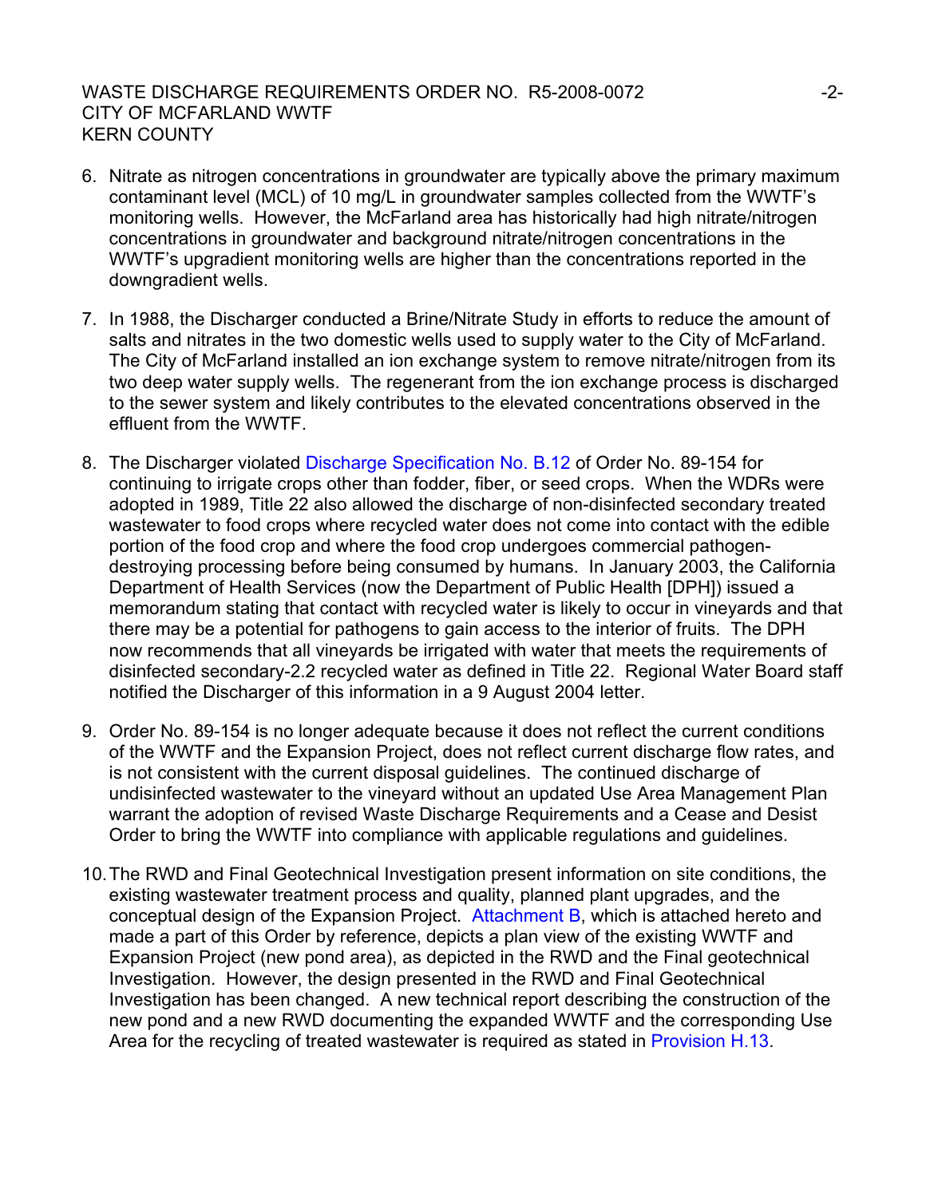6. Nitrate as nitrogen concentrations in groundwater are typically above the primary maximum contaminant level (MCL) of 10 mg/L in groundwater samples collected from the WWTF's monitoring wells. However, the McFarland area has historically had high nitrate/nitrogen concentrations in groundwater and background nitrate/nitrogen concentrations in the WWTF's upgradient monitoring wells are higher than the concentrations reported in the downgradient wells.

7. In 1988, the Discharger conducted a Brine/Nitrate Study in efforts to reduce the amount of salts and nitrates in the two domestic wells used to supply water to the City of McFarland. The City of McFarland installed an ion exchange system to remove nitrate/nitrogen from its two deep water supply wells. The regenerant from the ion exchange process is discharged to the sewer system and likely contributes to the elevated concentrations observed in the effluent from the WWTF.

8. The Discharger violated Discharge Specification No. B.12 of Order No. 89-154 for continuing to irrigate crops other than fodder, fiber, or seed crops. When the WDRs were adopted in 1989, Title 22 also allowed the discharge of non-disinfected secondary treated wastewater to food crops where recycled water does not come into contact with the edible portion of the food crop and where the food crop undergoes commercial pathogen-destroying processing before being consumed by humans. In January 2003, the California Department of Health Services (now the Department of Public Health [DPH]) issued a memorandum stating that contact with recycled water is likely to occur in vineyards and that there may be a potential for pathogens to gain access to the interior of fruits. The DPH now recommends that all vineyards be irrigated with water that meets the requirements of disinfected secondary-2.2 recycled water as defined in Title 22. Regional Water Board staff notified the Discharger of this information in a 9 August 2004 letter.

9. Order No. 89-154 is no longer adequate because it does not reflect the current conditions of the WWTF and the Expansion Project, does not reflect current discharge flow rates, and is not consistent with the current disposal guidelines. The continued discharge of undisinfected wastewater to the vineyard without an updated Use Area Management Plan warrant the adoption of revised Waste Discharge Requirements and a Cease and Desist Order to bring the WWTF into compliance with applicable regulations and guidelines.

10. The RWD and Final Geotechnical Investigation present information on site conditions, the existing wastewater treatment process and quality, planned plant upgrades, and the conceptual design of the Expansion Project. Attachment B, which is attached hereto and made a part of this Order by reference, depicts a plan view of the existing WWTF and Expansion Project (new pond area), as depicted in the RWD and the Final geotechnical Investigation. However, the design presented in the RWD and Final Geotechnical Investigation has been changed. A new technical report describing the construction of the new pond and a new RWD documenting the expanded WWTF and the corresponding Use Area for the recycling of treated wastewater is required as stated in Provision H.13.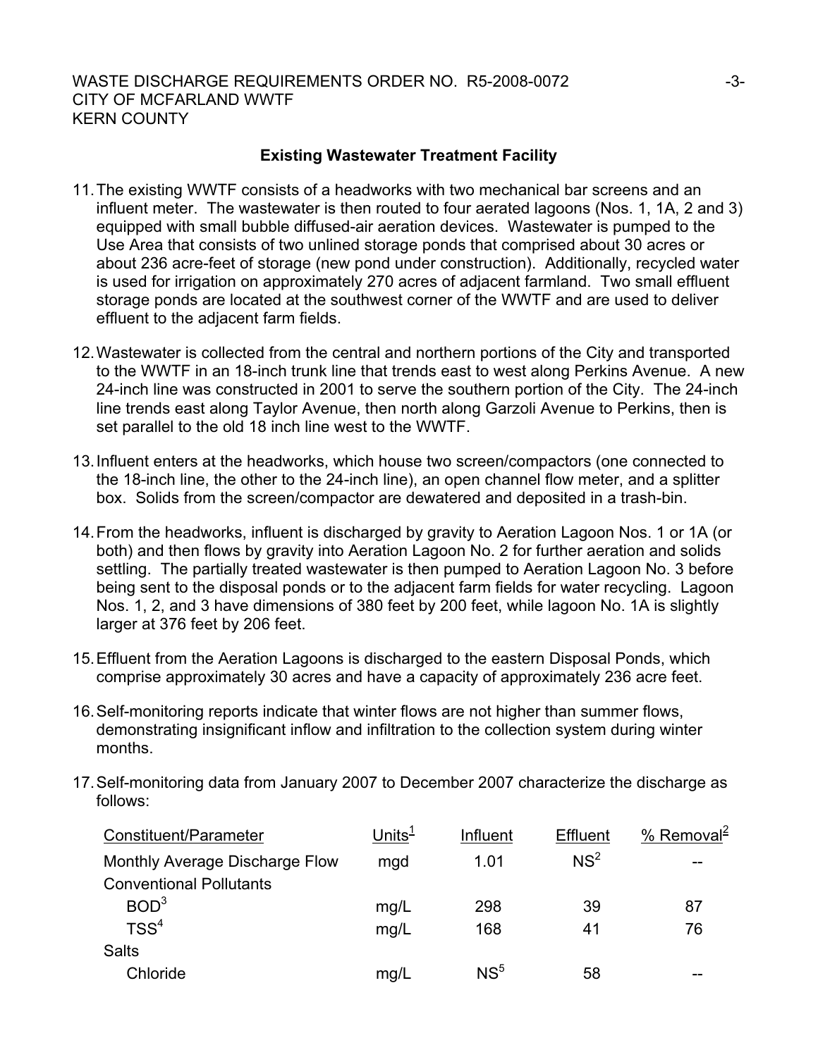## Existing Wastewater Treatment Facility

11. The existing WWTF consists of a headworks with two mechanical bar screens and an influent meter. The wastewater is then routed to four aerated lagoons (Nos. 1, 1A, 2 and 3) equipped with small bubble diffused-air aeration devices. Wastewater is pumped to the Use Area that consists of two unlined storage ponds that comprised about 30 acres or about 236 acre-feet of storage (new pond under construction). Additionally, recycled water is used for irrigation on approximately 270 acres of adjacent farmland. Two small effluent storage ponds are located at the southwest corner of the WWTF and are used to deliver effluent to the adjacent farm fields.

12. Wastewater is collected from the central and northern portions of the City and transported to the WWTF in an 18-inch trunk line that trends east to west along Perkins Avenue. A new 24-inch line was constructed in 2001 to serve the southern portion of the City. The 24-inch line trends east along Taylor Avenue, then north along Garzoli Avenue to Perkins, then is set parallel to the old 18 inch line west to the WWTF.

13. Influent enters at the headworks, which house two screen/compactors (one connected to the 18-inch line, the other to the 24-inch line), an open channel flow meter, and a splitter box. Solids from the screen/compactor are dewatered and deposited in a trash-bin.

14. From the headworks, influent is discharged by gravity to Aeration Lagoon Nos. 1 or 1A (or both) and then flows by gravity into Aeration Lagoon No. 2 for further aeration and solids settling. The partially treated wastewater is then pumped to Aeration Lagoon No. 3 before being sent to the disposal ponds or to the adjacent farm fields for water recycling. Lagoon Nos. 1, 2, and 3 have dimensions of 380 feet by 200 feet, while lagoon No. 1A is slightly larger at 376 feet by 206 feet.

15. Effluent from the Aeration Lagoons is discharged to the eastern Disposal Ponds, which comprise approximately 30 acres and have a capacity of approximately 236 acre feet.

16. Self-monitoring reports indicate that winter flows are not higher than summer flows, demonstrating insignificant inflow and infiltration to the collection system during winter months.

17. Self-monitoring data from January 2007 to December 2007 characterize the discharge as follows:

| Constituent/Parameter | Units[1] | Influent | Effluent | % Removal[2] |
|---|---|---|---|---|
| Monthly Average Discharge Flow | mgd | 1.01 | NS[2] | -- |
| Conventional Pollutants | | | | |
| BOD[3] | mg/L | 298 | 39 | 87 |
| TSS[4] | mg/L | 168 | 41 | 76 |
| Salts | | | | |
| Chloride | mg/L | NS[5] | 58 | -- |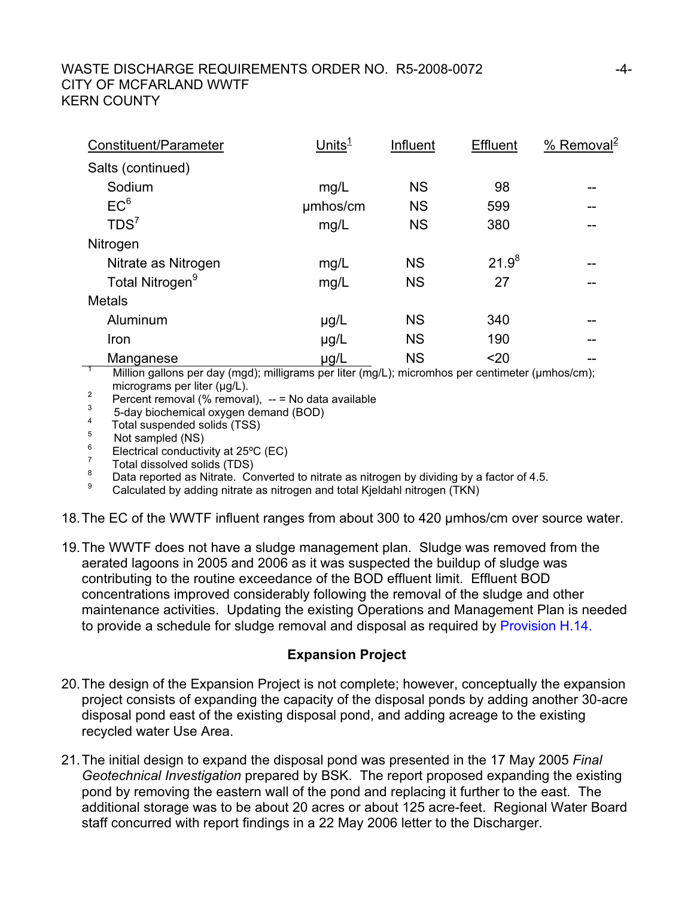| Constituent/Parameter | Units[1] | Influent | Effluent | % Removal[2] |
|---|---|---|---|---|
| Salts (continued) | | | | |
| Sodium | mg/L | NS | 98 | -- |
| EC[6] | µmhos/cm | NS | 599 | -- |
| TDS[7] | mg/L | NS | 380 | -- |
| Nitrogen | | | | |
| Nitrate as Nitrogen | mg/L | NS | 21.9[8] | -- |
| Total Nitrogen[9] | mg/L | NS | 27 | -- |
| Metals | | | | |
| Aluminum | µg/L | NS | 340 | -- |
| Iron | µg/L | NS | 190 | -- |
| Manganese | µg/L | NS | <20 | -- |

[1] Million gallons per day (mgd); milligrams per liter (mg/L); micromhos per centimeter (µmhos/cm); micrograms per liter (µg/L).
[2] Percent removal (% removal), -- = No data available
[3] 5-day biochemical oxygen demand (BOD)
[4] Total suspended solids (TSS)
[5] Not sampled (NS)
[6] Electrical conductivity at 25ºC (EC)
[7] Total dissolved solids (TDS)
[8] Data reported as Nitrate. Converted to nitrate as nitrogen by dividing by a factor of 4.5.
[9] Calculated by adding nitrate as nitrogen and total Kjeldahl nitrogen (TKN)

18. The EC of the WWTF influent ranges from about 300 to 420 µmhos/cm over source water.

19. The WWTF does not have a sludge management plan. Sludge was removed from the aerated lagoons in 2005 and 2006 as it was suspected the buildup of sludge was contributing to the routine exceedance of the BOD effluent limit. Effluent BOD concentrations improved considerably following the removal of the sludge and other maintenance activities. Updating the existing Operations and Management Plan is needed to provide a schedule for sludge removal and disposal as required by Provision H.14.

**Expansion Project**

20. The design of the Expansion Project is not complete; however, conceptually the expansion project consists of expanding the capacity of the disposal ponds by adding another 30-acre disposal pond east of the existing disposal pond, and adding acreage to the existing recycled water Use Area.

21. The initial design to expand the disposal pond was presented in the 17 May 2005 *Final Geotechnical Investigation* prepared by BSK. The report proposed expanding the existing pond by removing the eastern wall of the pond and replacing it further to the east. The additional storage was to be about 20 acres or about 125 acre-feet. Regional Water Board staff concurred with report findings in a 22 May 2006 letter to the Discharger.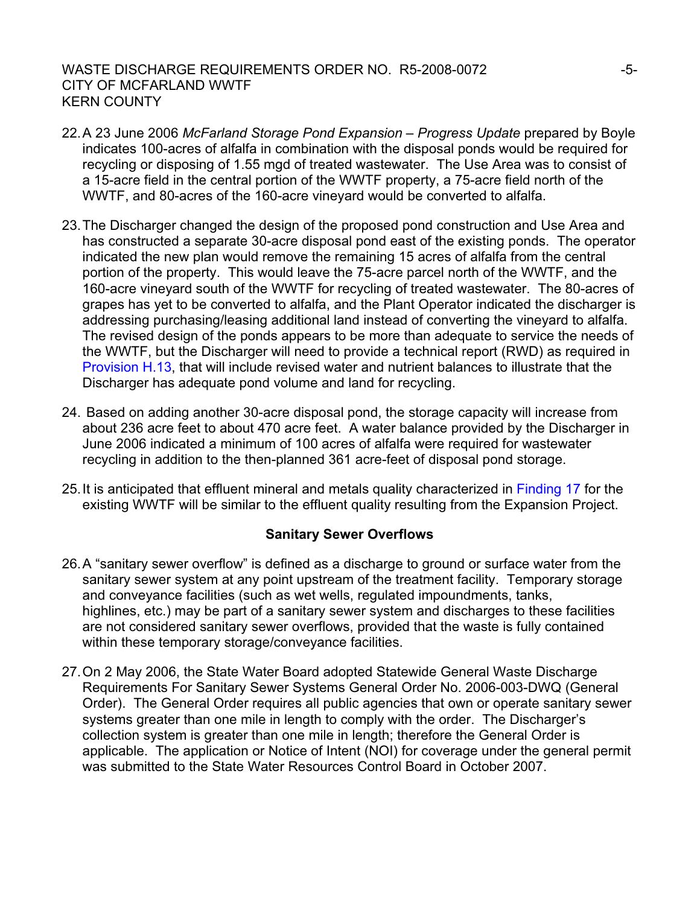22. A 23 June 2006 *McFarland Storage Pond Expansion – Progress Update* prepared by Boyle indicates 100-acres of alfalfa in combination with the disposal ponds would be required for recycling or disposing of 1.55 mgd of treated wastewater. The Use Area was to consist of a 15-acre field in the central portion of the WWTF property, a 75-acre field north of the WWTF, and 80-acres of the 160-acre vineyard would be converted to alfalfa.

23. The Discharger changed the design of the proposed pond construction and Use Area and has constructed a separate 30-acre disposal pond east of the existing ponds. The operator indicated the new plan would remove the remaining 15 acres of alfalfa from the central portion of the property. This would leave the 75-acre parcel north of the WWTF, and the 160-acre vineyard south of the WWTF for recycling of treated wastewater. The 80-acres of grapes has yet to be converted to alfalfa, and the Plant Operator indicated the discharger is addressing purchasing/leasing additional land instead of converting the vineyard to alfalfa. The revised design of the ponds appears to be more than adequate to service the needs of the WWTF, but the Discharger will need to provide a technical report (RWD) as required in Provision H.13, that will include revised water and nutrient balances to illustrate that the Discharger has adequate pond volume and land for recycling.

24. Based on adding another 30-acre disposal pond, the storage capacity will increase from about 236 acre feet to about 470 acre feet. A water balance provided by the Discharger in June 2006 indicated a minimum of 100 acres of alfalfa were required for wastewater recycling in addition to the then-planned 361 acre-feet of disposal pond storage.

25. It is anticipated that effluent mineral and metals quality characterized in Finding 17 for the existing WWTF will be similar to the effluent quality resulting from the Expansion Project.

### Sanitary Sewer Overflows

26. A "sanitary sewer overflow" is defined as a discharge to ground or surface water from the sanitary sewer system at any point upstream of the treatment facility. Temporary storage and conveyance facilities (such as wet wells, regulated impoundments, tanks, highlines, etc.) may be part of a sanitary sewer system and discharges to these facilities are not considered sanitary sewer overflows, provided that the waste is fully contained within these temporary storage/conveyance facilities.

27. On 2 May 2006, the State Water Board adopted Statewide General Waste Discharge Requirements For Sanitary Sewer Systems General Order No. 2006-003-DWQ (General Order). The General Order requires all public agencies that own or operate sanitary sewer systems greater than one mile in length to comply with the order. The Discharger's collection system is greater than one mile in length; therefore the General Order is applicable. The application or Notice of Intent (NOI) for coverage under the general permit was submitted to the State Water Resources Control Board in October 2007.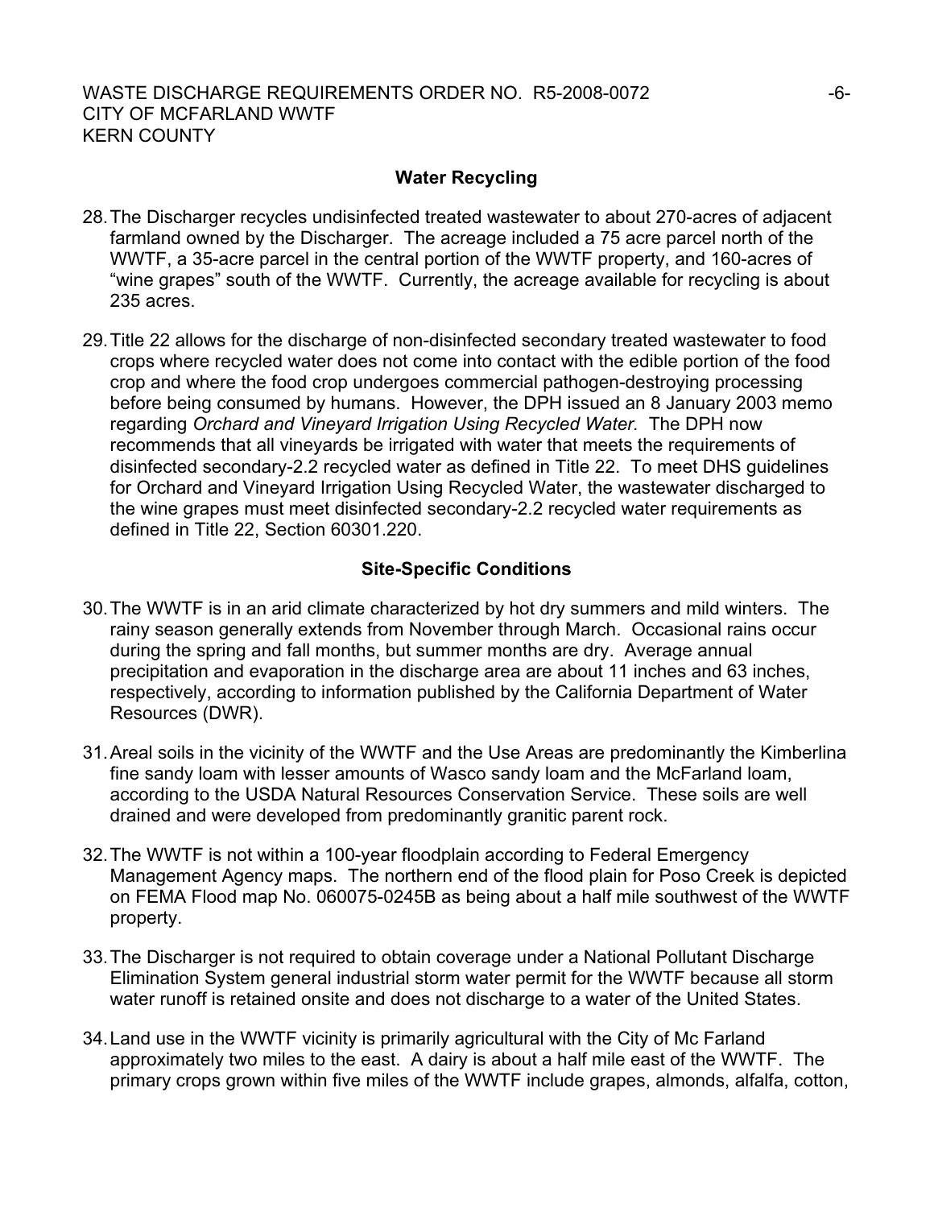### Water Recycling

28. The Discharger recycles undisinfected treated wastewater to about 270-acres of adjacent farmland owned by the Discharger. The acreage included a 75 acre parcel north of the WWTF, a 35-acre parcel in the central portion of the WWTF property, and 160-acres of "wine grapes" south of the WWTF. Currently, the acreage available for recycling is about 235 acres.

29. Title 22 allows for the discharge of non-disinfected secondary treated wastewater to food crops where recycled water does not come into contact with the edible portion of the food crop and where the food crop undergoes commercial pathogen-destroying processing before being consumed by humans. However, the DPH issued an 8 January 2003 memo regarding *Orchard and Vineyard Irrigation Using Recycled Water.* The DPH now recommends that all vineyards be irrigated with water that meets the requirements of disinfected secondary-2.2 recycled water as defined in Title 22. To meet DHS guidelines for Orchard and Vineyard Irrigation Using Recycled Water, the wastewater discharged to the wine grapes must meet disinfected secondary-2.2 recycled water requirements as defined in Title 22, Section 60301.220.

### Site-Specific Conditions

30. The WWTF is in an arid climate characterized by hot dry summers and mild winters. The rainy season generally extends from November through March. Occasional rains occur during the spring and fall months, but summer months are dry. Average annual precipitation and evaporation in the discharge area are about 11 inches and 63 inches, respectively, according to information published by the California Department of Water Resources (DWR).

31. Areal soils in the vicinity of the WWTF and the Use Areas are predominantly the Kimberlina fine sandy loam with lesser amounts of Wasco sandy loam and the McFarland loam, according to the USDA Natural Resources Conservation Service. These soils are well drained and were developed from predominantly granitic parent rock.

32. The WWTF is not within a 100-year floodplain according to Federal Emergency Management Agency maps. The northern end of the flood plain for Poso Creek is depicted on FEMA Flood map No. 060075-0245B as being about a half mile southwest of the WWTF property.

33. The Discharger is not required to obtain coverage under a National Pollutant Discharge Elimination System general industrial storm water permit for the WWTF because all storm water runoff is retained onsite and does not discharge to a water of the United States.

34. Land use in the WWTF vicinity is primarily agricultural with the City of Mc Farland approximately two miles to the east. A dairy is about a half mile east of the WWTF. The primary crops grown within five miles of the WWTF include grapes, almonds, alfalfa, cotton,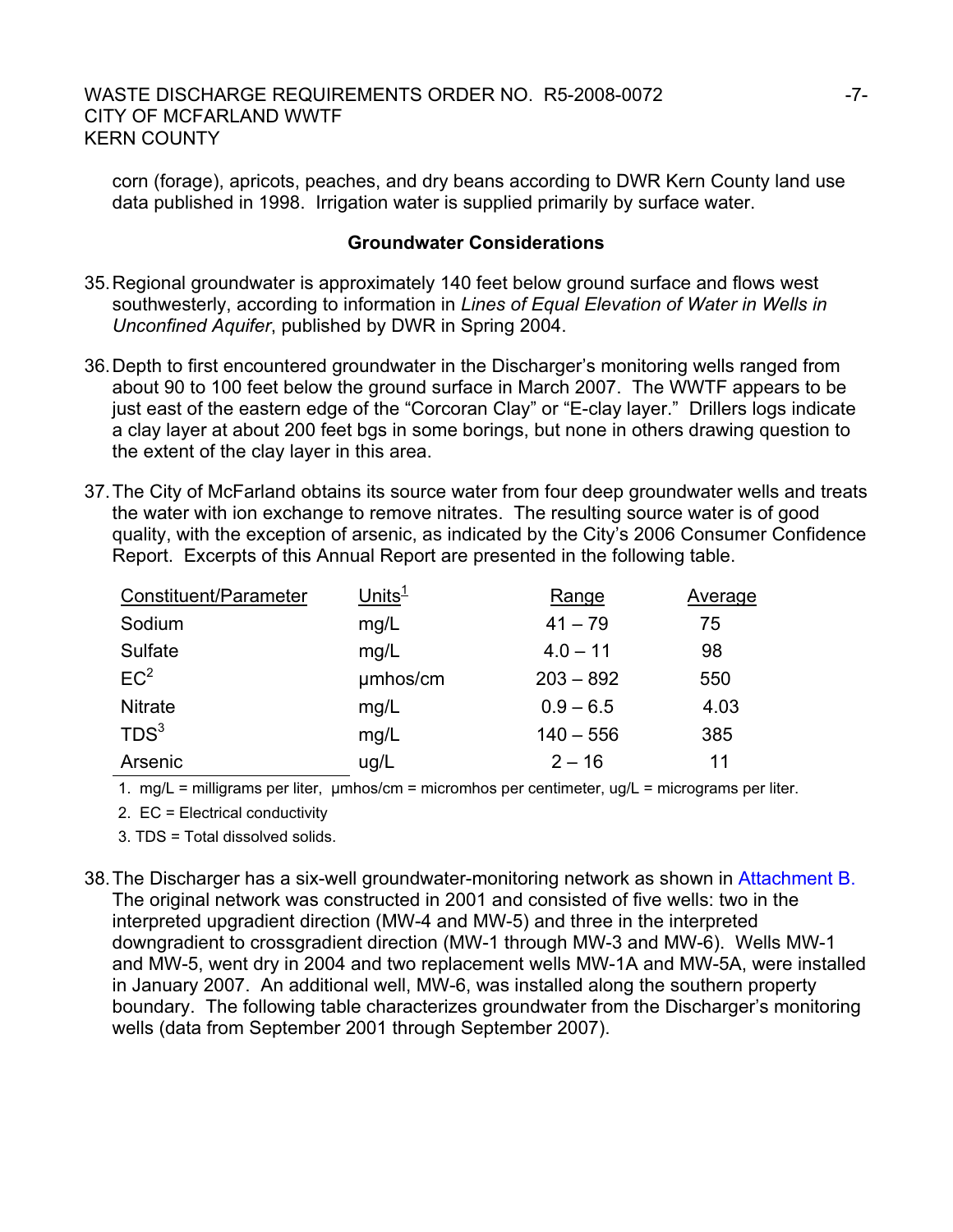corn (forage), apricots, peaches, and dry beans according to DWR Kern County land use data published in 1998. Irrigation water is supplied primarily by surface water.

**Groundwater Considerations**

35. Regional groundwater is approximately 140 feet below ground surface and flows west southwesterly, according to information in *Lines of Equal Elevation of Water in Wells in Unconfined Aquifer*, published by DWR in Spring 2004.

36. Depth to first encountered groundwater in the Discharger's monitoring wells ranged from about 90 to 100 feet below the ground surface in March 2007. The WWTF appears to be just east of the eastern edge of the "Corcoran Clay" or "E-clay layer." Drillers logs indicate a clay layer at about 200 feet bgs in some borings, but none in others drawing question to the extent of the clay layer in this area.

37. The City of McFarland obtains its source water from four deep groundwater wells and treats the water with ion exchange to remove nitrates. The resulting source water is of good quality, with the exception of arsenic, as indicated by the City's 2006 Consumer Confidence Report. Excerpts of this Annual Report are presented in the following table.

| Constituent/Parameter | Units[1] | Range | Average |
|---|---|---|---|
| Sodium | mg/L | 41 – 79 | 75 |
| Sulfate | mg/L | 4.0 – 11 | 98 |
| EC[2] | µmhos/cm | 203 – 892 | 550 |
| Nitrate | mg/L | 0.9 – 6.5 | 4.03 |
| TDS[3] | mg/L | 140 – 556 | 385 |
| Arsenic | ug/L | 2 – 16 | 11 |

1. mg/L = milligrams per liter, µmhos/cm = micromhos per centimeter, ug/L = micrograms per liter.
2. EC = Electrical conductivity
3. TDS = Total dissolved solids.

38. The Discharger has a six-well groundwater-monitoring network as shown in Attachment B. The original network was constructed in 2001 and consisted of five wells: two in the interpreted upgradient direction (MW-4 and MW-5) and three in the interpreted downgradient to crossgradient direction (MW-1 through MW-3 and MW-6). Wells MW-1 and MW-5, went dry in 2004 and two replacement wells MW-1A and MW-5A, were installed in January 2007. An additional well, MW-6, was installed along the southern property boundary. The following table characterizes groundwater from the Discharger's monitoring wells (data from September 2001 through September 2007).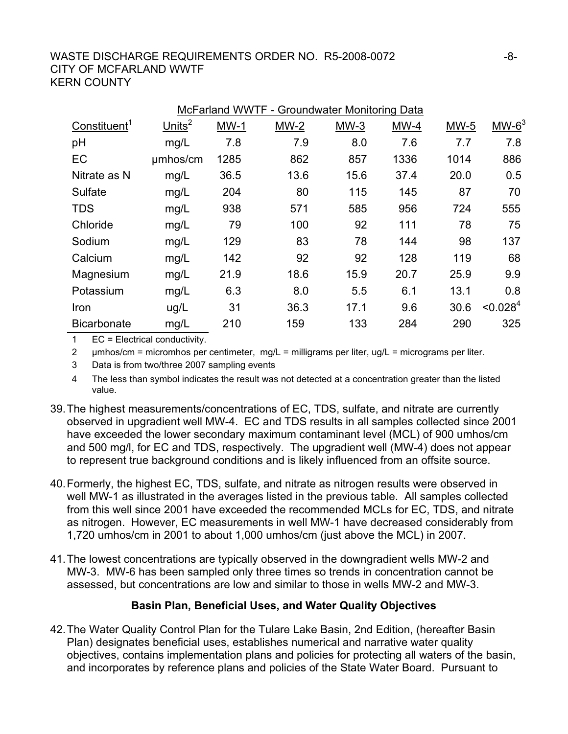McFarland WWTF - Groundwater Monitoring Data

| Constituent[1] | Units[2] | MW-1 | MW-2 | MW-3 | MW-4 | MW-5 | MW-6[3] |
|---|---|---|---|---|---|---|---|
| pH | mg/L | 7.8 | 7.9 | 8.0 | 7.6 | 7.7 | 7.8 |
| EC | µmhos/cm | 1285 | 862 | 857 | 1336 | 1014 | 886 |
| Nitrate as N | mg/L | 36.5 | 13.6 | 15.6 | 37.4 | 20.0 | 0.5 |
| Sulfate | mg/L | 204 | 80 | 115 | 145 | 87 | 70 |
| TDS | mg/L | 938 | 571 | 585 | 956 | 724 | 555 |
| Chloride | mg/L | 79 | 100 | 92 | 111 | 78 | 75 |
| Sodium | mg/L | 129 | 83 | 78 | 144 | 98 | 137 |
| Calcium | mg/L | 142 | 92 | 92 | 128 | 119 | 68 |
| Magnesium | mg/L | 21.9 | 18.6 | 15.9 | 20.7 | 25.9 | 9.9 |
| Potassium | mg/L | 6.3 | 8.0 | 5.5 | 6.1 | 13.1 | 0.8 |
| Iron | ug/L | 31 | 36.3 | 17.1 | 9.6 | 30.6 | <0.028[4] |
| Bicarbonate | mg/L | 210 | 159 | 133 | 284 | 290 | 325 |

1 EC = Electrical conductivity.

2 µmhos/cm = micromhos per centimeter, mg/L = milligrams per liter, ug/L = micrograms per liter.

3 Data is from two/three 2007 sampling events

4 The less than symbol indicates the result was not detected at a concentration greater than the listed value.

39. The highest measurements/concentrations of EC, TDS, sulfate, and nitrate are currently observed in upgradient well MW-4. EC and TDS results in all samples collected since 2001 have exceeded the lower secondary maximum contaminant level (MCL) of 900 umhos/cm and 500 mg/l, for EC and TDS, respectively. The upgradient well (MW-4) does not appear to represent true background conditions and is likely influenced from an offsite source.

40. Formerly, the highest EC, TDS, sulfate, and nitrate as nitrogen results were observed in well MW-1 as illustrated in the averages listed in the previous table. All samples collected from this well since 2001 have exceeded the recommended MCLs for EC, TDS, and nitrate as nitrogen. However, EC measurements in well MW-1 have decreased considerably from 1,720 umhos/cm in 2001 to about 1,000 umhos/cm (just above the MCL) in 2007.

41. The lowest concentrations are typically observed in the downgradient wells MW-2 and MW-3. MW-6 has been sampled only three times so trends in concentration cannot be assessed, but concentrations are low and similar to those in wells MW-2 and MW-3.

## Basin Plan, Beneficial Uses, and Water Quality Objectives

42. The Water Quality Control Plan for the Tulare Lake Basin, 2nd Edition, (hereafter Basin Plan) designates beneficial uses, establishes numerical and narrative water quality objectives, contains implementation plans and policies for protecting all waters of the basin, and incorporates by reference plans and policies of the State Water Board. Pursuant to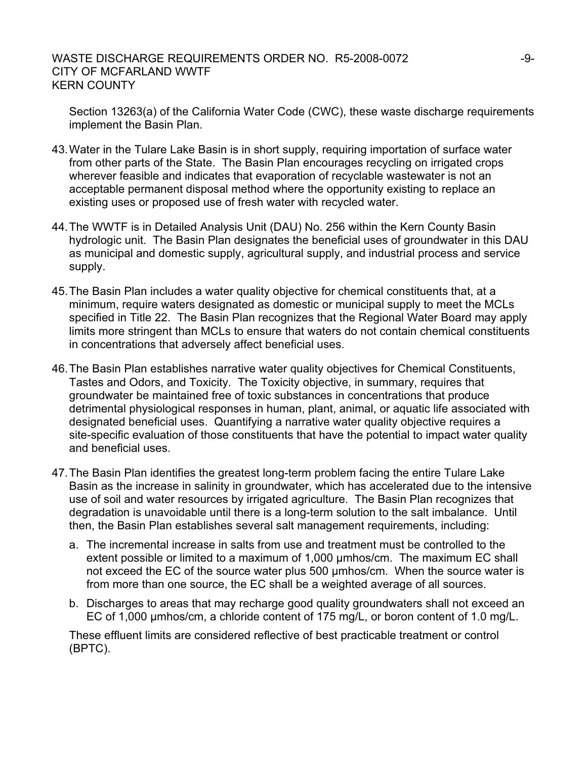Section 13263(a) of the California Water Code (CWC), these waste discharge requirements implement the Basin Plan.

43. Water in the Tulare Lake Basin is in short supply, requiring importation of surface water from other parts of the State. The Basin Plan encourages recycling on irrigated crops wherever feasible and indicates that evaporation of recyclable wastewater is not an acceptable permanent disposal method where the opportunity existing to replace an existing uses or proposed use of fresh water with recycled water.

44. The WWTF is in Detailed Analysis Unit (DAU) No. 256 within the Kern County Basin hydrologic unit. The Basin Plan designates the beneficial uses of groundwater in this DAU as municipal and domestic supply, agricultural supply, and industrial process and service supply.

45. The Basin Plan includes a water quality objective for chemical constituents that, at a minimum, require waters designated as domestic or municipal supply to meet the MCLs specified in Title 22. The Basin Plan recognizes that the Regional Water Board may apply limits more stringent than MCLs to ensure that waters do not contain chemical constituents in concentrations that adversely affect beneficial uses.

46. The Basin Plan establishes narrative water quality objectives for Chemical Constituents, Tastes and Odors, and Toxicity. The Toxicity objective, in summary, requires that groundwater be maintained free of toxic substances in concentrations that produce detrimental physiological responses in human, plant, animal, or aquatic life associated with designated beneficial uses. Quantifying a narrative water quality objective requires a site-specific evaluation of those constituents that have the potential to impact water quality and beneficial uses.

47. The Basin Plan identifies the greatest long-term problem facing the entire Tulare Lake Basin as the increase in salinity in groundwater, which has accelerated due to the intensive use of soil and water resources by irrigated agriculture. The Basin Plan recognizes that degradation is unavoidable until there is a long-term solution to the salt imbalance. Until then, the Basin Plan establishes several salt management requirements, including:

    a. The incremental increase in salts from use and treatment must be controlled to the extent possible or limited to a maximum of 1,000 µmhos/cm. The maximum EC shall not exceed the EC of the source water plus 500 µmhos/cm. When the source water is from more than one source, the EC shall be a weighted average of all sources.

    b. Discharges to areas that may recharge good quality groundwaters shall not exceed an EC of 1,000 µmhos/cm, a chloride content of 175 mg/L, or boron content of 1.0 mg/L.

    These effluent limits are considered reflective of best practicable treatment or control (BPTC).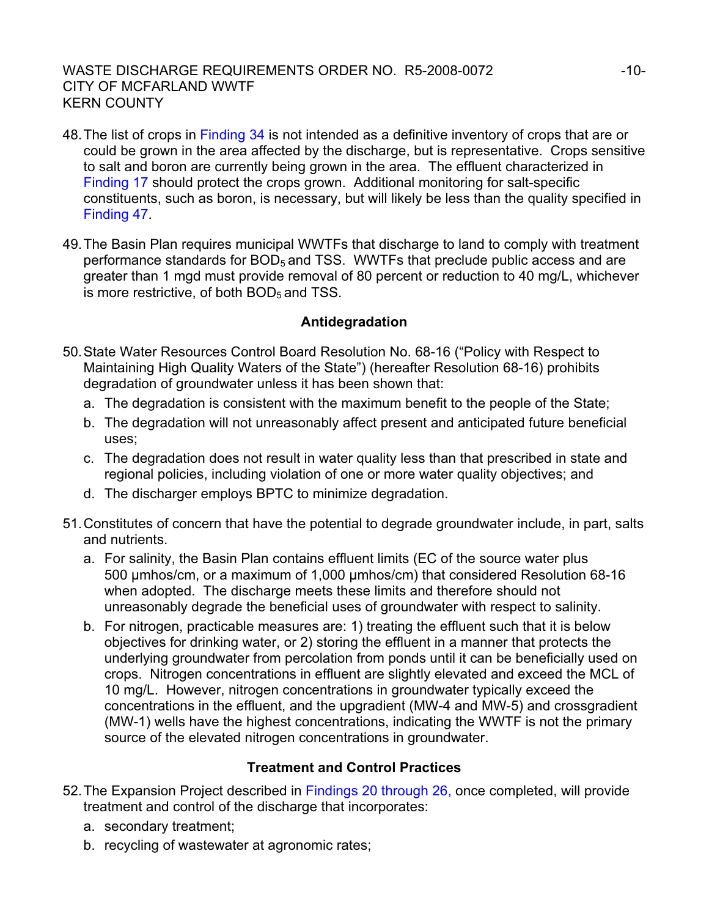48. The list of crops in Finding 34 is not intended as a definitive inventory of crops that are or could be grown in the area affected by the discharge, but is representative. Crops sensitive to salt and boron are currently being grown in the area. The effluent characterized in Finding 17 should protect the crops grown. Additional monitoring for salt-specific constituents, such as boron, is necessary, but will likely be less than the quality specified in Finding 47.

49. The Basin Plan requires municipal WWTFs that discharge to land to comply with treatment performance standards for $BOD_5$ and TSS. WWTFs that preclude public access and are greater than 1 mgd must provide removal of 80 percent or reduction to 40 mg/L, whichever is more restrictive, of both $BOD_5$ and TSS.

**Antidegradation**

50. State Water Resources Control Board Resolution No. 68-16 ("Policy with Respect to Maintaining High Quality Waters of the State") (hereafter Resolution 68-16) prohibits degradation of groundwater unless it has been shown that:
    a. The degradation is consistent with the maximum benefit to the people of the State;
    b. The degradation will not unreasonably affect present and anticipated future beneficial uses;
    c. The degradation does not result in water quality less than that prescribed in state and regional policies, including violation of one or more water quality objectives; and
    d. The discharger employs BPTC to minimize degradation.

51. Constitutes of concern that have the potential to degrade groundwater include, in part, salts and nutrients.
    a. For salinity, the Basin Plan contains effluent limits (EC of the source water plus 500 µmhos/cm, or a maximum of 1,000 µmhos/cm) that considered Resolution 68-16 when adopted. The discharge meets these limits and therefore should not unreasonably degrade the beneficial uses of groundwater with respect to salinity.
    b. For nitrogen, practicable measures are: 1) treating the effluent such that it is below objectives for drinking water, or 2) storing the effluent in a manner that protects the underlying groundwater from percolation from ponds until it can be beneficially used on crops. Nitrogen concentrations in effluent are slightly elevated and exceed the MCL of 10 mg/L. However, nitrogen concentrations in groundwater typically exceed the concentrations in the effluent, and the upgradient (MW-4 and MW-5) and crossgradient (MW-1) wells have the highest concentrations, indicating the WWTF is not the primary source of the elevated nitrogen concentrations in groundwater.

**Treatment and Control Practices**

52. The Expansion Project described in Findings 20 through 26, once completed, will provide treatment and control of the discharge that incorporates:
    a. secondary treatment;
    b. recycling of wastewater at agronomic rates;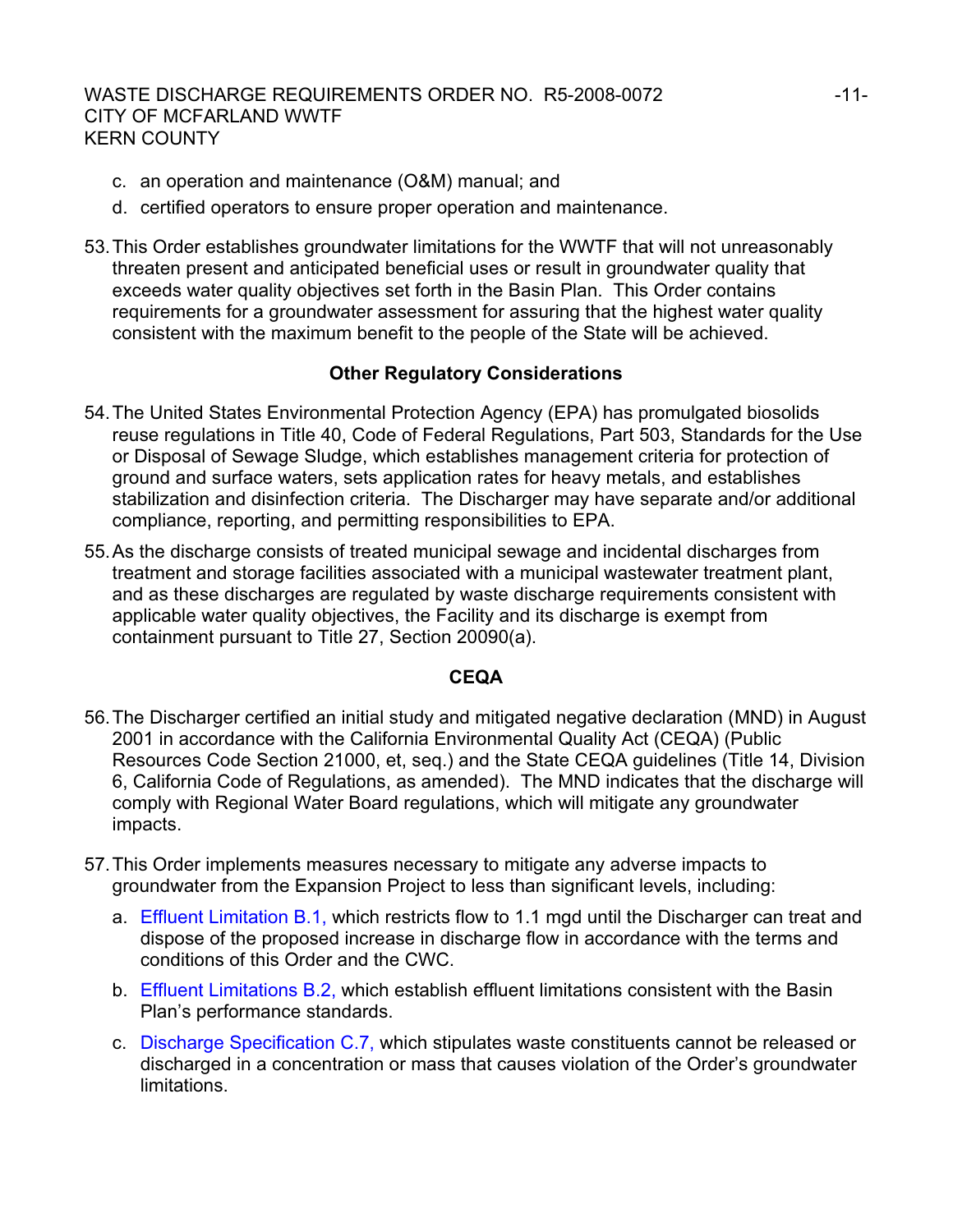c. an operation and maintenance (O&M) manual; and

d. certified operators to ensure proper operation and maintenance.

53. This Order establishes groundwater limitations for the WWTF that will not unreasonably threaten present and anticipated beneficial uses or result in groundwater quality that exceeds water quality objectives set forth in the Basin Plan. This Order contains requirements for a groundwater assessment for assuring that the highest water quality consistent with the maximum benefit to the people of the State will be achieved.

**Other Regulatory Considerations**

54. The United States Environmental Protection Agency (EPA) has promulgated biosolids reuse regulations in Title 40, Code of Federal Regulations, Part 503, Standards for the Use or Disposal of Sewage Sludge, which establishes management criteria for protection of ground and surface waters, sets application rates for heavy metals, and establishes stabilization and disinfection criteria. The Discharger may have separate and/or additional compliance, reporting, and permitting responsibilities to EPA.

55. As the discharge consists of treated municipal sewage and incidental discharges from treatment and storage facilities associated with a municipal wastewater treatment plant, and as these discharges are regulated by waste discharge requirements consistent with applicable water quality objectives, the Facility and its discharge is exempt from containment pursuant to Title 27, Section 20090(a).

**CEQA**

56. The Discharger certified an initial study and mitigated negative declaration (MND) in August 2001 in accordance with the California Environmental Quality Act (CEQA) (Public Resources Code Section 21000, et, seq.) and the State CEQA guidelines (Title 14, Division 6, California Code of Regulations, as amended). The MND indicates that the discharge will comply with Regional Water Board regulations, which will mitigate any groundwater impacts.

57. This Order implements measures necessary to mitigate any adverse impacts to groundwater from the Expansion Project to less than significant levels, including:

   a. Effluent Limitation B.1, which restricts flow to 1.1 mgd until the Discharger can treat and dispose of the proposed increase in discharge flow in accordance with the terms and conditions of this Order and the CWC.

   b. Effluent Limitations B.2, which establish effluent limitations consistent with the Basin Plan's performance standards.

   c. Discharge Specification C.7, which stipulates waste constituents cannot be released or discharged in a concentration or mass that causes violation of the Order's groundwater limitations.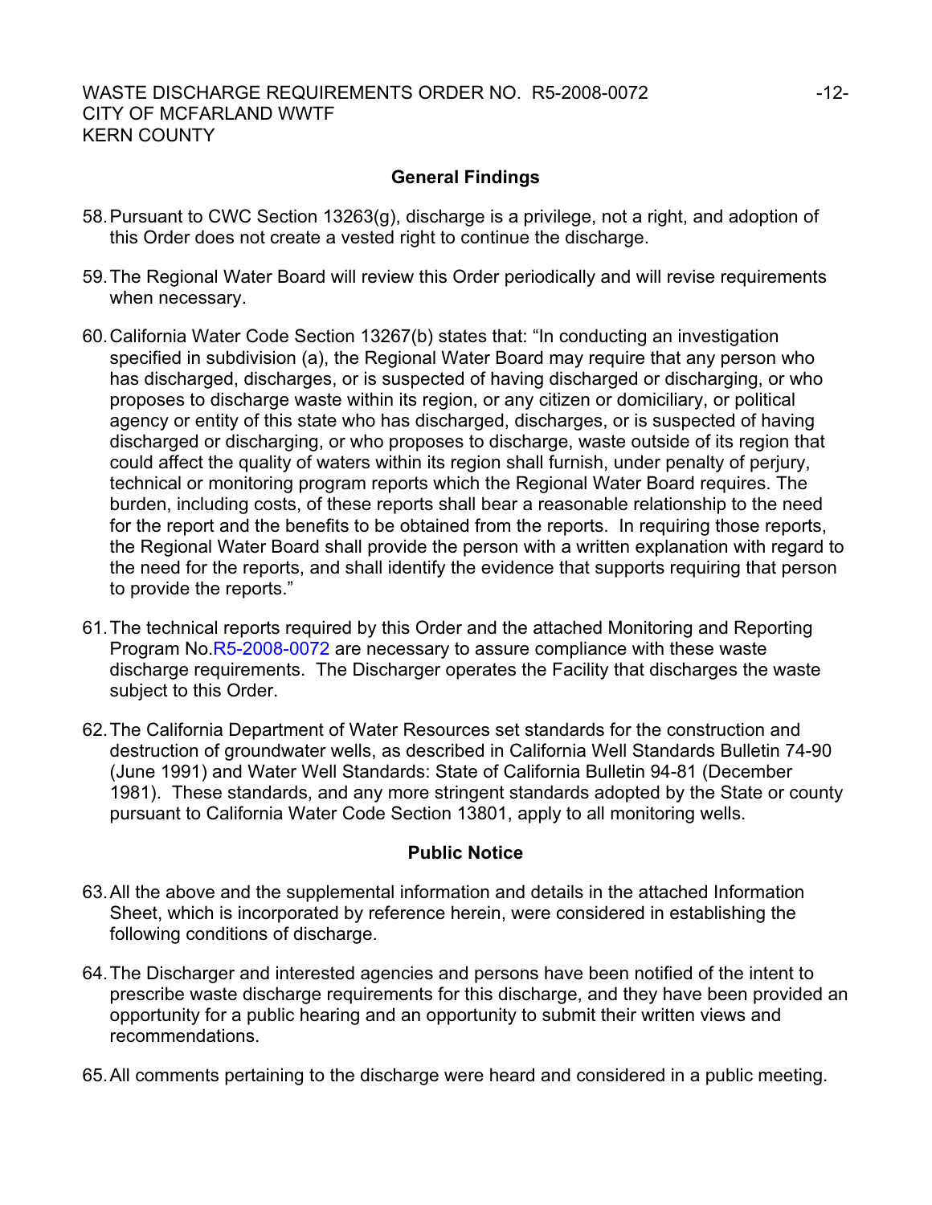## General Findings

58. Pursuant to CWC Section 13263(g), discharge is a privilege, not a right, and adoption of this Order does not create a vested right to continue the discharge.

59. The Regional Water Board will review this Order periodically and will revise requirements when necessary.

60. California Water Code Section 13267(b) states that: "In conducting an investigation specified in subdivision (a), the Regional Water Board may require that any person who has discharged, discharges, or is suspected of having discharged or discharging, or who proposes to discharge waste within its region, or any citizen or domiciliary, or political agency or entity of this state who has discharged, discharges, or is suspected of having discharged or discharging, or who proposes to discharge, waste outside of its region that could affect the quality of waters within its region shall furnish, under penalty of perjury, technical or monitoring program reports which the Regional Water Board requires. The burden, including costs, of these reports shall bear a reasonable relationship to the need for the report and the benefits to be obtained from the reports. In requiring those reports, the Regional Water Board shall provide the person with a written explanation with regard to the need for the reports, and shall identify the evidence that supports requiring that person to provide the reports."

61. The technical reports required by this Order and the attached Monitoring and Reporting Program No.R5-2008-0072 are necessary to assure compliance with these waste discharge requirements. The Discharger operates the Facility that discharges the waste subject to this Order.

62. The California Department of Water Resources set standards for the construction and destruction of groundwater wells, as described in California Well Standards Bulletin 74-90 (June 1991) and Water Well Standards: State of California Bulletin 94-81 (December 1981). These standards, and any more stringent standards adopted by the State or county pursuant to California Water Code Section 13801, apply to all monitoring wells.

## Public Notice

63. All the above and the supplemental information and details in the attached Information Sheet, which is incorporated by reference herein, were considered in establishing the following conditions of discharge.

64. The Discharger and interested agencies and persons have been notified of the intent to prescribe waste discharge requirements for this discharge, and they have been provided an opportunity for a public hearing and an opportunity to submit their written views and recommendations.

65. All comments pertaining to the discharge were heard and considered in a public meeting.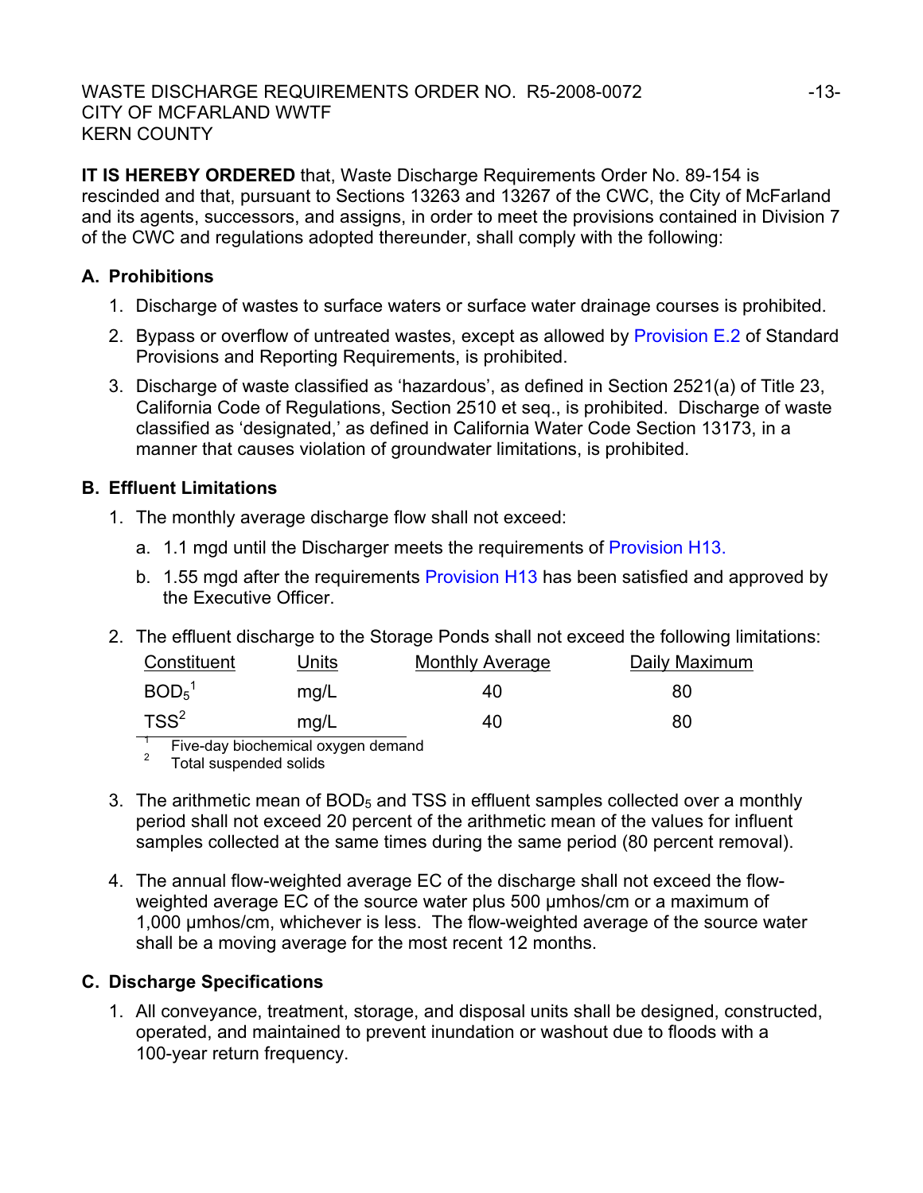**IT IS HEREBY ORDERED** that, Waste Discharge Requirements Order No. 89-154 is rescinded and that, pursuant to Sections 13263 and 13267 of the CWC, the City of McFarland and its agents, successors, and assigns, in order to meet the provisions contained in Division 7 of the CWC and regulations adopted thereunder, shall comply with the following:

## A. Prohibitions

1. Discharge of wastes to surface waters or surface water drainage courses is prohibited.
2. Bypass or overflow of untreated wastes, except as allowed by Provision E.2 of Standard Provisions and Reporting Requirements, is prohibited.
3. Discharge of waste classified as 'hazardous', as defined in Section 2521(a) of Title 23, California Code of Regulations, Section 2510 et seq., is prohibited. Discharge of waste classified as 'designated,' as defined in California Water Code Section 13173, in a manner that causes violation of groundwater limitations, is prohibited.

## B. Effluent Limitations

1. The monthly average discharge flow shall not exceed:
   a. 1.1 mgd until the Discharger meets the requirements of Provision H13.
   b. 1.55 mgd after the requirements Provision H13 has been satisfied and approved by the Executive Officer.
2. The effluent discharge to the Storage Ponds shall not exceed the following limitations:

| Constituent | Units | Monthly Average | Daily Maximum |
|---|---|---|---|
| $BOD_5$[1] | mg/L | 40 | 80 |
| TSS[2] | mg/L | 40 | 80 |

[1] Five-day biochemical oxygen demand
[2] Total suspended solids

3. The arithmetic mean of $BOD_5$ and TSS in effluent samples collected over a monthly period shall not exceed 20 percent of the arithmetic mean of the values for influent samples collected at the same times during the same period (80 percent removal).
4. The annual flow-weighted average EC of the discharge shall not exceed the flow-weighted average EC of the source water plus 500 µmhos/cm or a maximum of 1,000 µmhos/cm, whichever is less. The flow-weighted average of the source water shall be a moving average for the most recent 12 months.

## C. Discharge Specifications

1. All conveyance, treatment, storage, and disposal units shall be designed, constructed, operated, and maintained to prevent inundation or washout due to floods with a 100-year return frequency.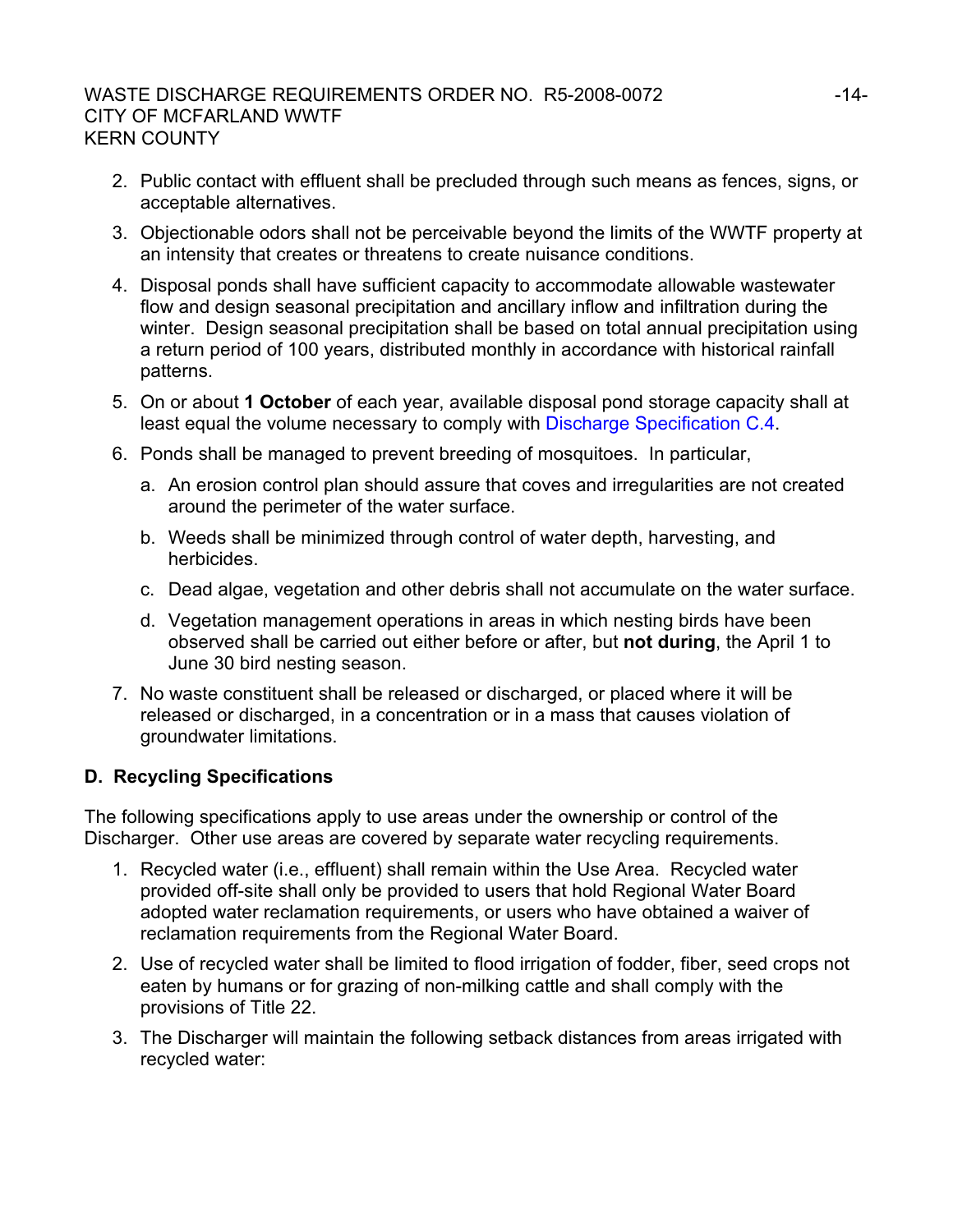2. Public contact with effluent shall be precluded through such means as fences, signs, or acceptable alternatives.

3. Objectionable odors shall not be perceivable beyond the limits of the WWTF property at an intensity that creates or threatens to create nuisance conditions.

4. Disposal ponds shall have sufficient capacity to accommodate allowable wastewater flow and design seasonal precipitation and ancillary inflow and infiltration during the winter. Design seasonal precipitation shall be based on total annual precipitation using a return period of 100 years, distributed monthly in accordance with historical rainfall patterns.

5. On or about **1 October** of each year, available disposal pond storage capacity shall at least equal the volume necessary to comply with Discharge Specification C.4.

6. Ponds shall be managed to prevent breeding of mosquitoes. In particular,

   a. An erosion control plan should assure that coves and irregularities are not created around the perimeter of the water surface.

   b. Weeds shall be minimized through control of water depth, harvesting, and herbicides.

   c. Dead algae, vegetation and other debris shall not accumulate on the water surface.

   d. Vegetation management operations in areas in which nesting birds have been observed shall be carried out either before or after, but **not during**, the April 1 to June 30 bird nesting season.

7. No waste constituent shall be released or discharged, or placed where it will be released or discharged, in a concentration or in a mass that causes violation of groundwater limitations.

## D. Recycling Specifications

The following specifications apply to use areas under the ownership or control of the Discharger. Other use areas are covered by separate water recycling requirements.

1. Recycled water (i.e., effluent) shall remain within the Use Area. Recycled water provided off-site shall only be provided to users that hold Regional Water Board adopted water reclamation requirements, or users who have obtained a waiver of reclamation requirements from the Regional Water Board.

2. Use of recycled water shall be limited to flood irrigation of fodder, fiber, seed crops not eaten by humans or for grazing of non-milking cattle and shall comply with the provisions of Title 22.

3. The Discharger will maintain the following setback distances from areas irrigated with recycled water: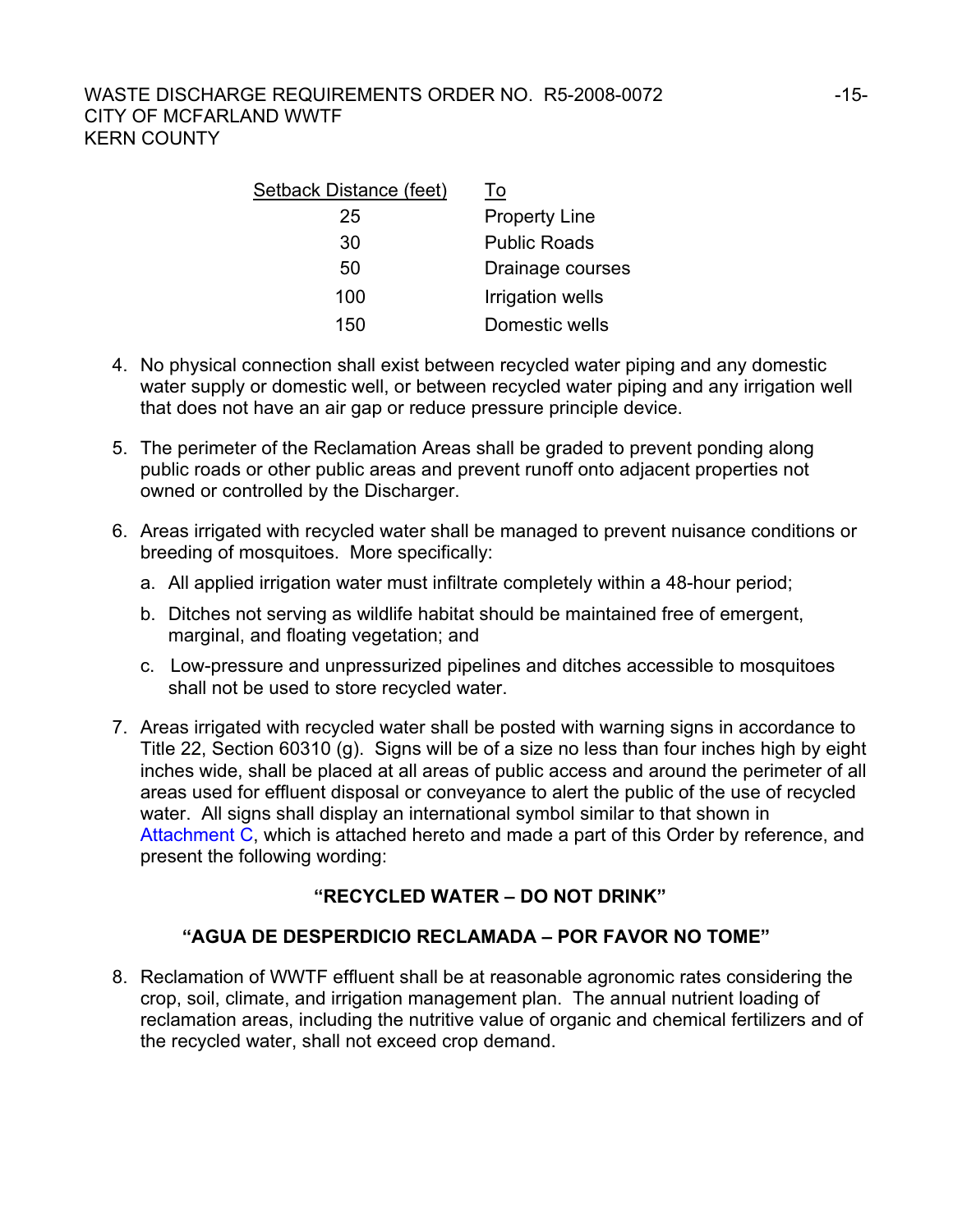| Setback Distance (feet) | To |
|---|---|
| 25 | Property Line |
| 30 | Public Roads |
| 50 | Drainage courses |
| 100 | Irrigation wells |
| 150 | Domestic wells |

4. No physical connection shall exist between recycled water piping and any domestic water supply or domestic well, or between recycled water piping and any irrigation well that does not have an air gap or reduce pressure principle device.

5. The perimeter of the Reclamation Areas shall be graded to prevent ponding along public roads or other public areas and prevent runoff onto adjacent properties not owned or controlled by the Discharger.

6. Areas irrigated with recycled water shall be managed to prevent nuisance conditions or breeding of mosquitoes. More specifically:

   a. All applied irrigation water must infiltrate completely within a 48-hour period;

   b. Ditches not serving as wildlife habitat should be maintained free of emergent, marginal, and floating vegetation; and

   c. Low-pressure and unpressurized pipelines and ditches accessible to mosquitoes shall not be used to store recycled water.

7. Areas irrigated with recycled water shall be posted with warning signs in accordance to Title 22, Section 60310 (g). Signs will be of a size no less than four inches high by eight inches wide, shall be placed at all areas of public access and around the perimeter of all areas used for effluent disposal or conveyance to alert the public of the use of recycled water. All signs shall display an international symbol similar to that shown in Attachment C, which is attached hereto and made a part of this Order by reference, and present the following wording:

   **"RECYCLED WATER – DO NOT DRINK"**

   **"AGUA DE DESPERDICIO RECLAMADA – POR FAVOR NO TOME"**

8. Reclamation of WWTF effluent shall be at reasonable agronomic rates considering the crop, soil, climate, and irrigation management plan. The annual nutrient loading of reclamation areas, including the nutritive value of organic and chemical fertilizers and of the recycled water, shall not exceed crop demand.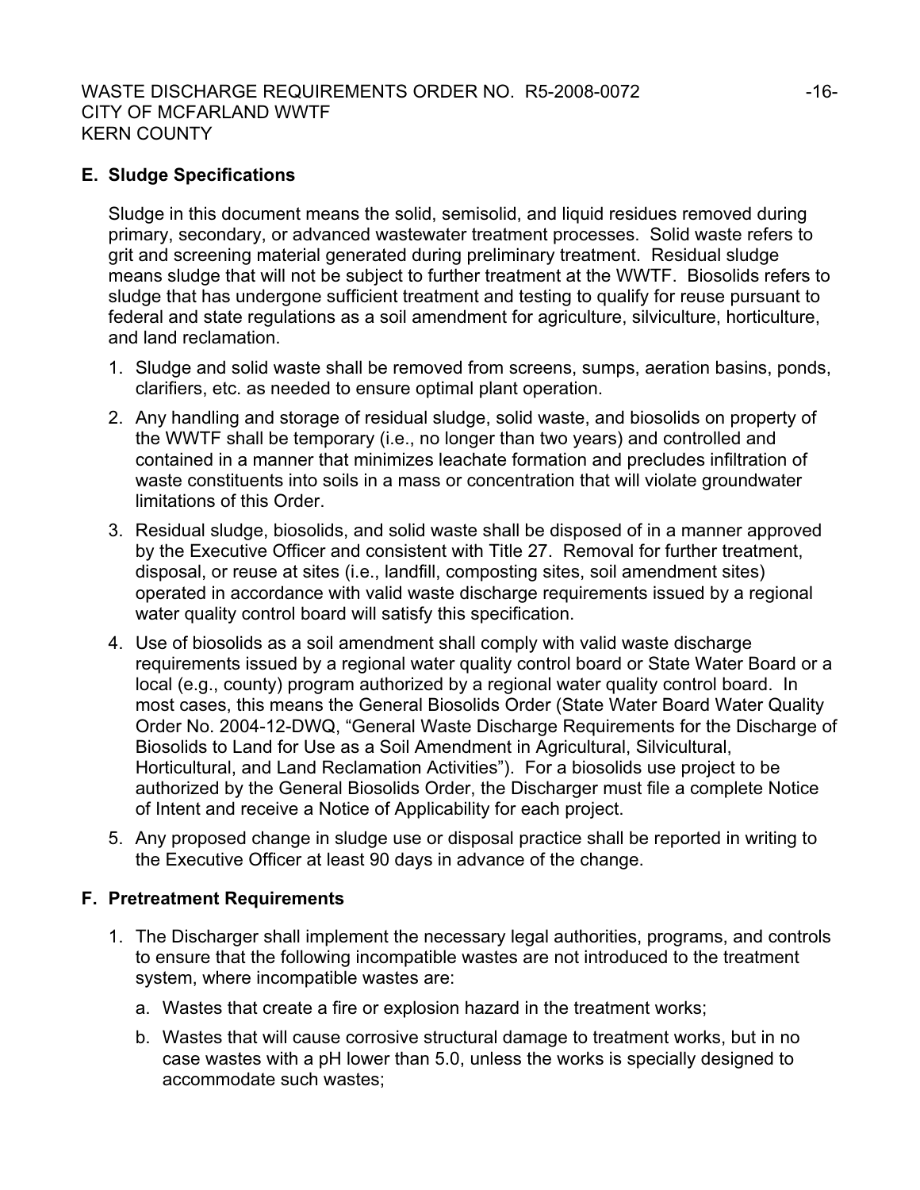## E. Sludge Specifications

Sludge in this document means the solid, semisolid, and liquid residues removed during primary, secondary, or advanced wastewater treatment processes. Solid waste refers to grit and screening material generated during preliminary treatment. Residual sludge means sludge that will not be subject to further treatment at the WWTF. Biosolids refers to sludge that has undergone sufficient treatment and testing to qualify for reuse pursuant to federal and state regulations as a soil amendment for agriculture, silviculture, horticulture, and land reclamation.

1. Sludge and solid waste shall be removed from screens, sumps, aeration basins, ponds, clarifiers, etc. as needed to ensure optimal plant operation.
2. Any handling and storage of residual sludge, solid waste, and biosolids on property of the WWTF shall be temporary (i.e., no longer than two years) and controlled and contained in a manner that minimizes leachate formation and precludes infiltration of waste constituents into soils in a mass or concentration that will violate groundwater limitations of this Order.
3. Residual sludge, biosolids, and solid waste shall be disposed of in a manner approved by the Executive Officer and consistent with Title 27. Removal for further treatment, disposal, or reuse at sites (i.e., landfill, composting sites, soil amendment sites) operated in accordance with valid waste discharge requirements issued by a regional water quality control board will satisfy this specification.
4. Use of biosolids as a soil amendment shall comply with valid waste discharge requirements issued by a regional water quality control board or State Water Board or a local (e.g., county) program authorized by a regional water quality control board. In most cases, this means the General Biosolids Order (State Water Board Water Quality Order No. 2004-12-DWQ, "General Waste Discharge Requirements for the Discharge of Biosolids to Land for Use as a Soil Amendment in Agricultural, Silvicultural, Horticultural, and Land Reclamation Activities"). For a biosolids use project to be authorized by the General Biosolids Order, the Discharger must file a complete Notice of Intent and receive a Notice of Applicability for each project.
5. Any proposed change in sludge use or disposal practice shall be reported in writing to the Executive Officer at least 90 days in advance of the change.

## F. Pretreatment Requirements

1. The Discharger shall implement the necessary legal authorities, programs, and controls to ensure that the following incompatible wastes are not introduced to the treatment system, where incompatible wastes are:
   a. Wastes that create a fire or explosion hazard in the treatment works;
   b. Wastes that will cause corrosive structural damage to treatment works, but in no case wastes with a pH lower than 5.0, unless the works is specially designed to accommodate such wastes;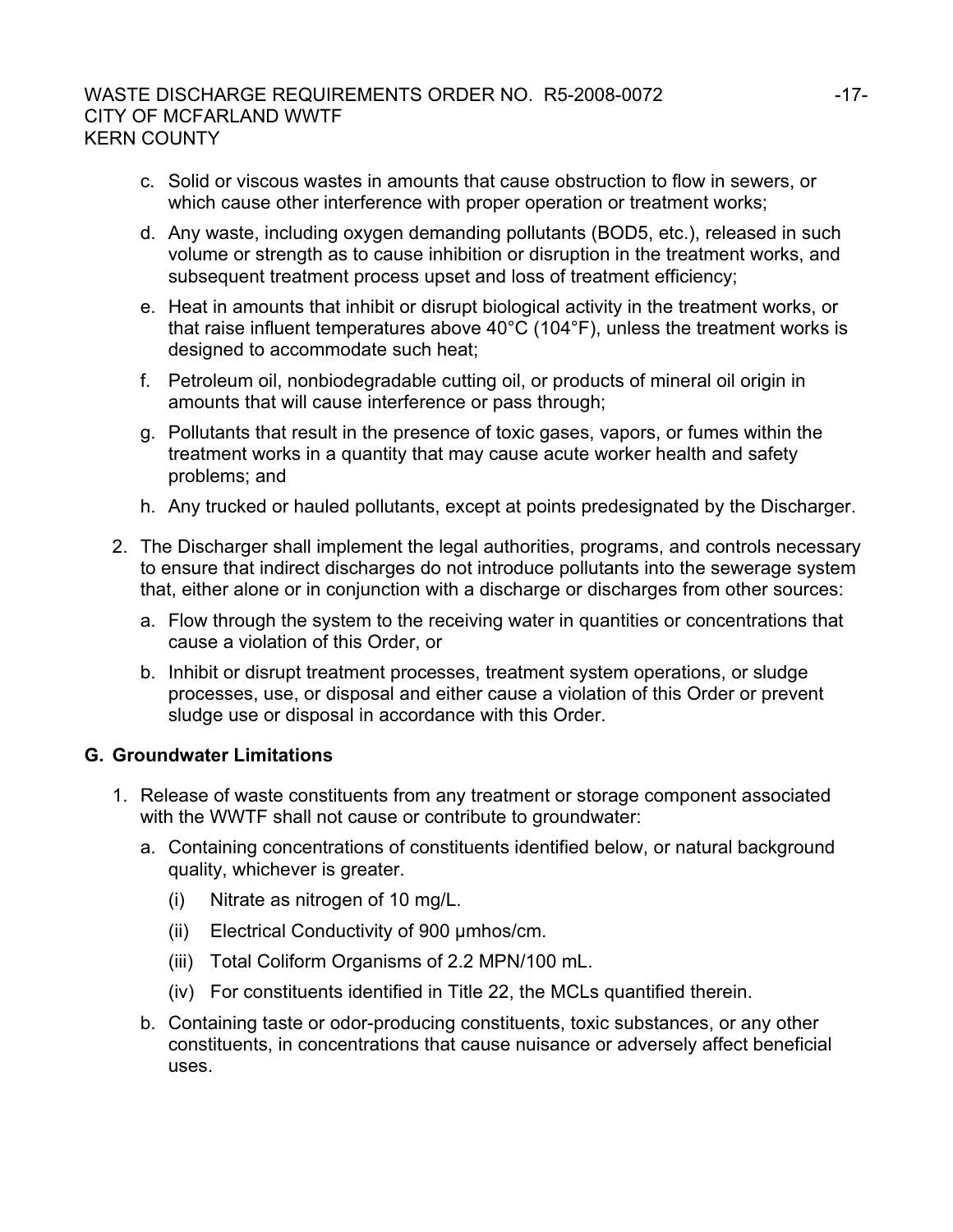c. Solid or viscous wastes in amounts that cause obstruction to flow in sewers, or which cause other interference with proper operation or treatment works;

d. Any waste, including oxygen demanding pollutants (BOD5, etc.), released in such volume or strength as to cause inhibition or disruption in the treatment works, and subsequent treatment process upset and loss of treatment efficiency;

e. Heat in amounts that inhibit or disrupt biological activity in the treatment works, or that raise influent temperatures above 40°C (104°F), unless the treatment works is designed to accommodate such heat;

f. Petroleum oil, nonbiodegradable cutting oil, or products of mineral oil origin in amounts that will cause interference or pass through;

g. Pollutants that result in the presence of toxic gases, vapors, or fumes within the treatment works in a quantity that may cause acute worker health and safety problems; and

h. Any trucked or hauled pollutants, except at points predesignated by the Discharger.

2. The Discharger shall implement the legal authorities, programs, and controls necessary to ensure that indirect discharges do not introduce pollutants into the sewerage system that, either alone or in conjunction with a discharge or discharges from other sources:

   a. Flow through the system to the receiving water in quantities or concentrations that cause a violation of this Order, or

   b. Inhibit or disrupt treatment processes, treatment system operations, or sludge processes, use, or disposal and either cause a violation of this Order or prevent sludge use or disposal in accordance with this Order.

**G. Groundwater Limitations**

1. Release of waste constituents from any treatment or storage component associated with the WWTF shall not cause or contribute to groundwater:

   a. Containing concentrations of constituents identified below, or natural background quality, whichever is greater.

      (i) Nitrate as nitrogen of 10 mg/L.

      (ii) Electrical Conductivity of 900 µmhos/cm.

      (iii) Total Coliform Organisms of 2.2 MPN/100 mL.

      (iv) For constituents identified in Title 22, the MCLs quantified therein.

   b. Containing taste or odor-producing constituents, toxic substances, or any other constituents, in concentrations that cause nuisance or adversely affect beneficial uses.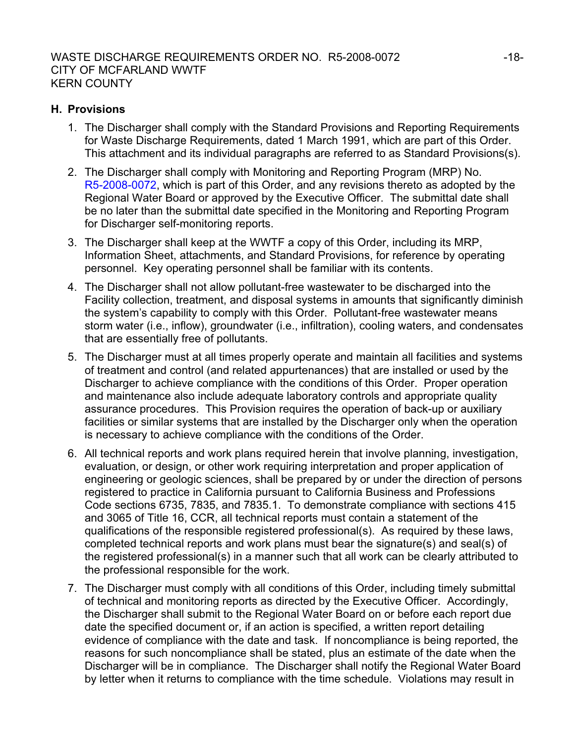## H. Provisions

1. The Discharger shall comply with the Standard Provisions and Reporting Requirements for Waste Discharge Requirements, dated 1 March 1991, which are part of this Order. This attachment and its individual paragraphs are referred to as Standard Provisions(s).

2. The Discharger shall comply with Monitoring and Reporting Program (MRP) No. R5-2008-0072, which is part of this Order, and any revisions thereto as adopted by the Regional Water Board or approved by the Executive Officer. The submittal date shall be no later than the submittal date specified in the Monitoring and Reporting Program for Discharger self-monitoring reports.

3. The Discharger shall keep at the WWTF a copy of this Order, including its MRP, Information Sheet, attachments, and Standard Provisions, for reference by operating personnel. Key operating personnel shall be familiar with its contents.

4. The Discharger shall not allow pollutant-free wastewater to be discharged into the Facility collection, treatment, and disposal systems in amounts that significantly diminish the system's capability to comply with this Order. Pollutant-free wastewater means storm water (i.e., inflow), groundwater (i.e., infiltration), cooling waters, and condensates that are essentially free of pollutants.

5. The Discharger must at all times properly operate and maintain all facilities and systems of treatment and control (and related appurtenances) that are installed or used by the Discharger to achieve compliance with the conditions of this Order. Proper operation and maintenance also include adequate laboratory controls and appropriate quality assurance procedures. This Provision requires the operation of back-up or auxiliary facilities or similar systems that are installed by the Discharger only when the operation is necessary to achieve compliance with the conditions of the Order.

6. All technical reports and work plans required herein that involve planning, investigation, evaluation, or design, or other work requiring interpretation and proper application of engineering or geologic sciences, shall be prepared by or under the direction of persons registered to practice in California pursuant to California Business and Professions Code sections 6735, 7835, and 7835.1. To demonstrate compliance with sections 415 and 3065 of Title 16, CCR, all technical reports must contain a statement of the qualifications of the responsible registered professional(s). As required by these laws, completed technical reports and work plans must bear the signature(s) and seal(s) of the registered professional(s) in a manner such that all work can be clearly attributed to the professional responsible for the work.

7. The Discharger must comply with all conditions of this Order, including timely submittal of technical and monitoring reports as directed by the Executive Officer. Accordingly, the Discharger shall submit to the Regional Water Board on or before each report due date the specified document or, if an action is specified, a written report detailing evidence of compliance with the date and task. If noncompliance is being reported, the reasons for such noncompliance shall be stated, plus an estimate of the date when the Discharger will be in compliance. The Discharger shall notify the Regional Water Board by letter when it returns to compliance with the time schedule. Violations may result in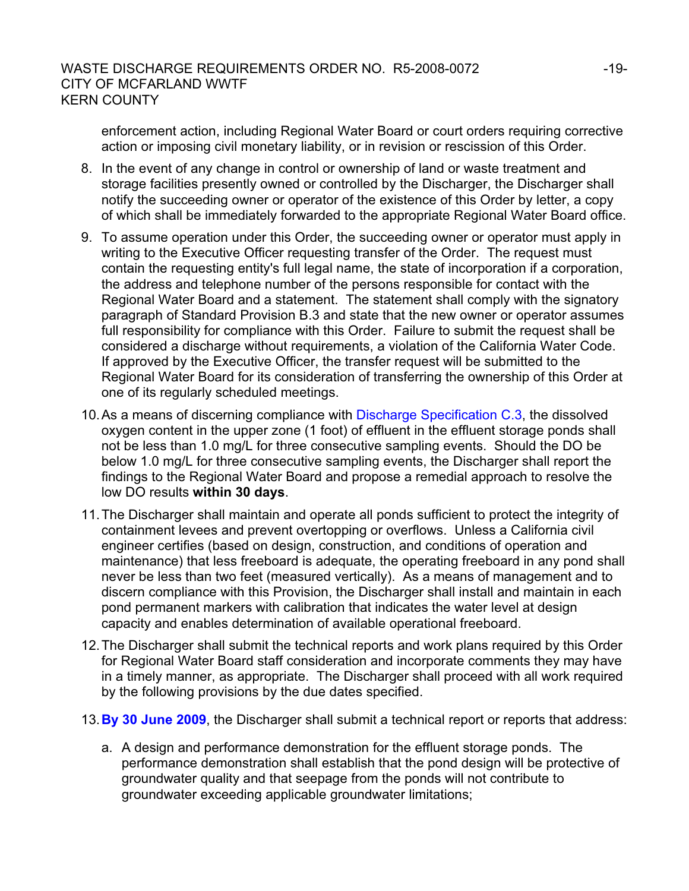enforcement action, including Regional Water Board or court orders requiring corrective action or imposing civil monetary liability, or in revision or rescission of this Order.

8. In the event of any change in control or ownership of land or waste treatment and storage facilities presently owned or controlled by the Discharger, the Discharger shall notify the succeeding owner or operator of the existence of this Order by letter, a copy of which shall be immediately forwarded to the appropriate Regional Water Board office.

9. To assume operation under this Order, the succeeding owner or operator must apply in writing to the Executive Officer requesting transfer of the Order. The request must contain the requesting entity's full legal name, the state of incorporation if a corporation, the address and telephone number of the persons responsible for contact with the Regional Water Board and a statement. The statement shall comply with the signatory paragraph of Standard Provision B.3 and state that the new owner or operator assumes full responsibility for compliance with this Order. Failure to submit the request shall be considered a discharge without requirements, a violation of the California Water Code. If approved by the Executive Officer, the transfer request will be submitted to the Regional Water Board for its consideration of transferring the ownership of this Order at one of its regularly scheduled meetings.

10. As a means of discerning compliance with Discharge Specification C.3, the dissolved oxygen content in the upper zone (1 foot) of effluent in the effluent storage ponds shall not be less than 1.0 mg/L for three consecutive sampling events. Should the DO be below 1.0 mg/L for three consecutive sampling events, the Discharger shall report the findings to the Regional Water Board and propose a remedial approach to resolve the low DO results **within 30 days**.

11. The Discharger shall maintain and operate all ponds sufficient to protect the integrity of containment levees and prevent overtopping or overflows. Unless a California civil engineer certifies (based on design, construction, and conditions of operation and maintenance) that less freeboard is adequate, the operating freeboard in any pond shall never be less than two feet (measured vertically). As a means of management and to discern compliance with this Provision, the Discharger shall install and maintain in each pond permanent markers with calibration that indicates the water level at design capacity and enables determination of available operational freeboard.

12. The Discharger shall submit the technical reports and work plans required by this Order for Regional Water Board staff consideration and incorporate comments they may have in a timely manner, as appropriate. The Discharger shall proceed with all work required by the following provisions by the due dates specified.

13. **By 30 June 2009**, the Discharger shall submit a technical report or reports that address:

    a. A design and performance demonstration for the effluent storage ponds. The performance demonstration shall establish that the pond design will be protective of groundwater quality and that seepage from the ponds will not contribute to groundwater exceeding applicable groundwater limitations;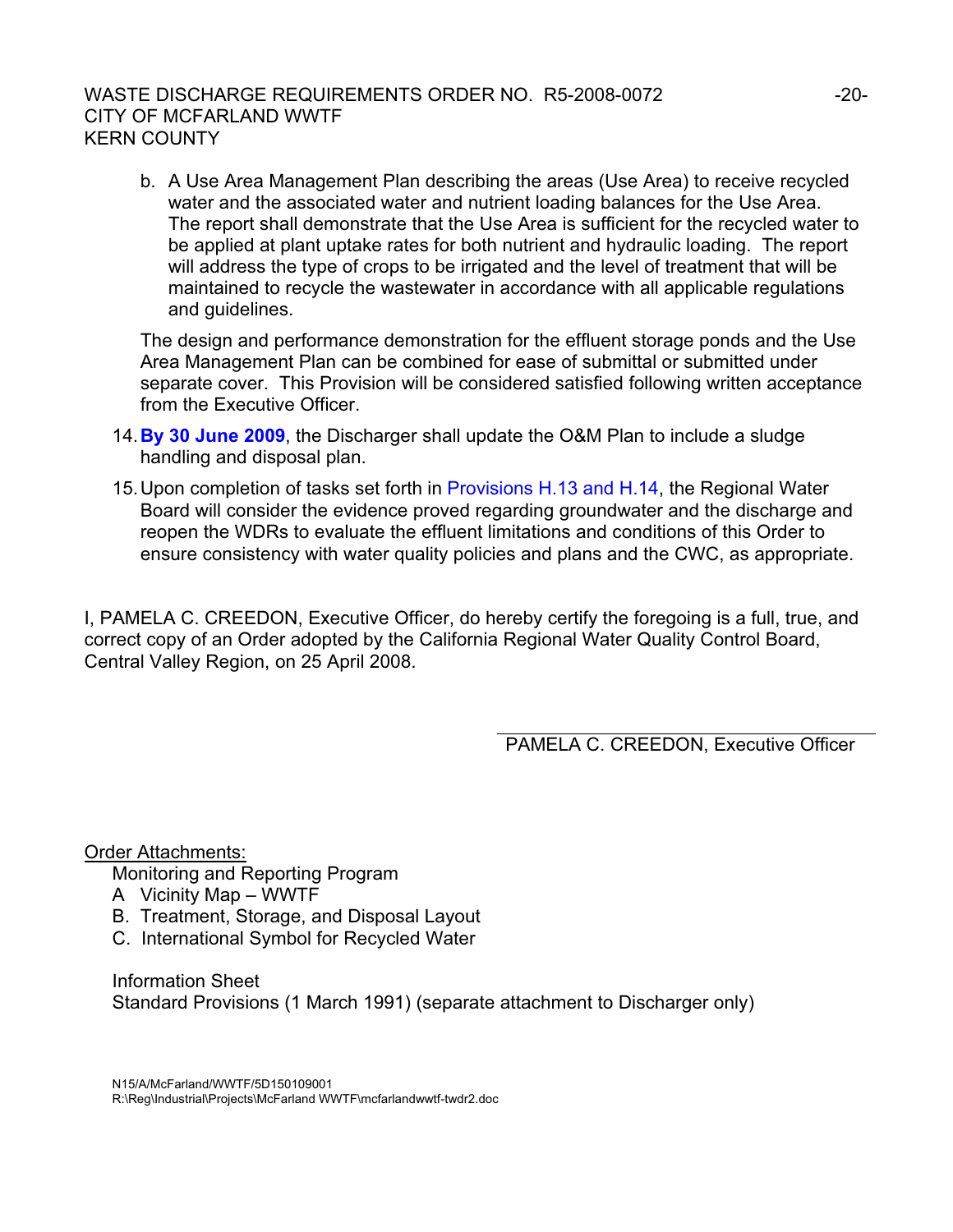b. A Use Area Management Plan describing the areas (Use Area) to receive recycled water and the associated water and nutrient loading balances for the Use Area. The report shall demonstrate that the Use Area is sufficient for the recycled water to be applied at plant uptake rates for both nutrient and hydraulic loading. The report will address the type of crops to be irrigated and the level of treatment that will be maintained to recycle the wastewater in accordance with all applicable regulations and guidelines.

The design and performance demonstration for the effluent storage ponds and the Use Area Management Plan can be combined for ease of submittal or submitted under separate cover. This Provision will be considered satisfied following written acceptance from the Executive Officer.

14. **By 30 June 2009**, the Discharger shall update the O&M Plan to include a sludge handling and disposal plan.

15. Upon completion of tasks set forth in Provisions H.13 and H.14, the Regional Water Board will consider the evidence proved regarding groundwater and the discharge and reopen the WDRs to evaluate the effluent limitations and conditions of this Order to ensure consistency with water quality policies and plans and the CWC, as appropriate.

I, PAMELA C. CREEDON, Executive Officer, do hereby certify the foregoing is a full, true, and correct copy of an Order adopted by the California Regional Water Quality Control Board, Central Valley Region, on 25 April 2008.

PAMELA C. CREEDON, Executive Officer

Order Attachments:

Monitoring and Reporting Program

A Vicinity Map – WWTF

B. Treatment, Storage, and Disposal Layout

C. International Symbol for Recycled Water

Information Sheet

Standard Provisions (1 March 1991) (separate attachment to Discharger only)

N15/A/McFarland/WWTF/5D150109001
R:\Reg\Industrial\Projects\McFarland WWTF\mcfarlandwwtf-twdr2.doc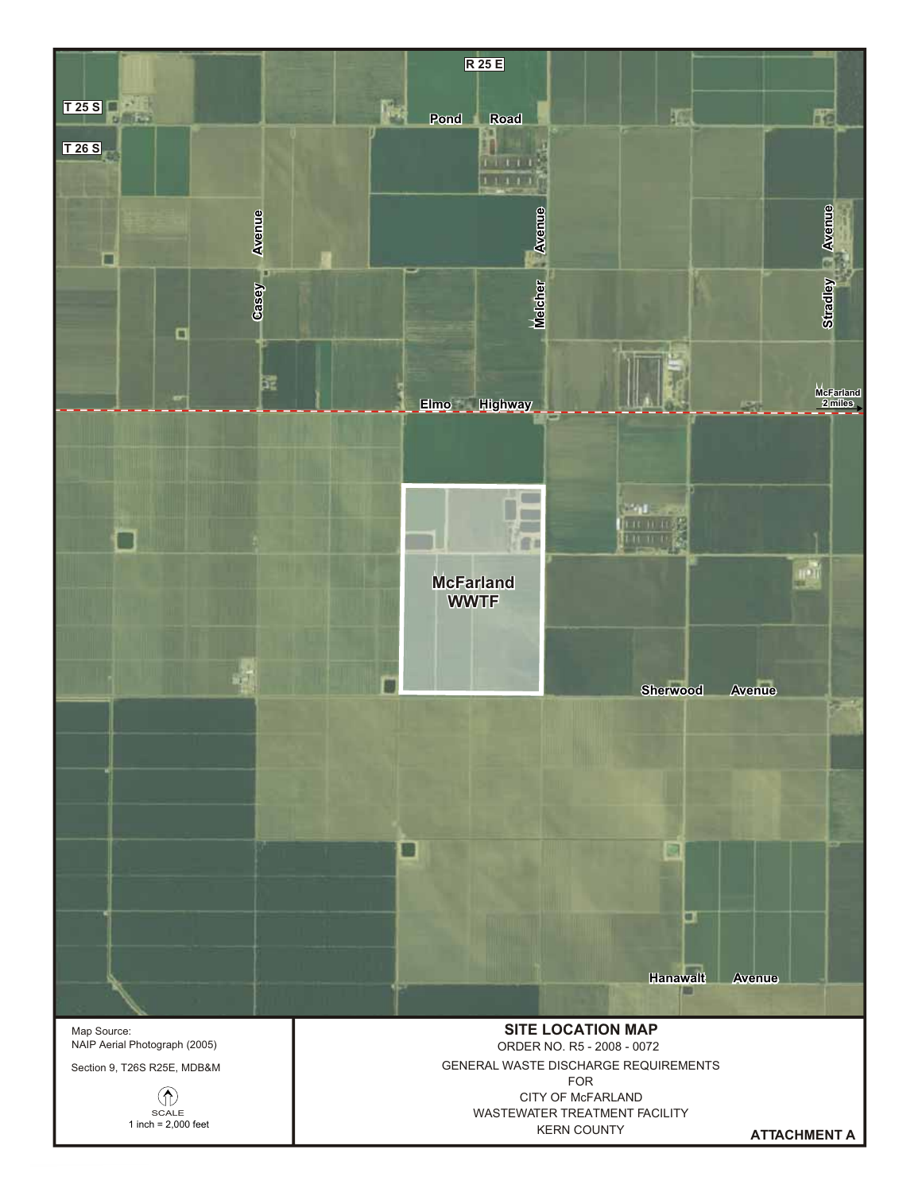R 25 E

T 25 S

T 26 S

Pond Road

Casey Avenue

Melcher Avenue

Stradley Avenue

Elmo Highway

McFarland 2 miles

McFarland WWTF

Sherwood Avenue

Hanawalt Avenue

Map Source:
NAIP Aerial Photograph (2005)

Section 9, T26S R25E, MDB&M

SCALE
1 inch = 2,000 feet

**SITE LOCATION MAP**

ORDER NO. R5 - 2008 - 0072

GENERAL WASTE DISCHARGE REQUIREMENTS
FOR
CITY OF McFARLAND
WASTEWATER TREATMENT FACILITY
KERN COUNTY

**ATTACHMENT A**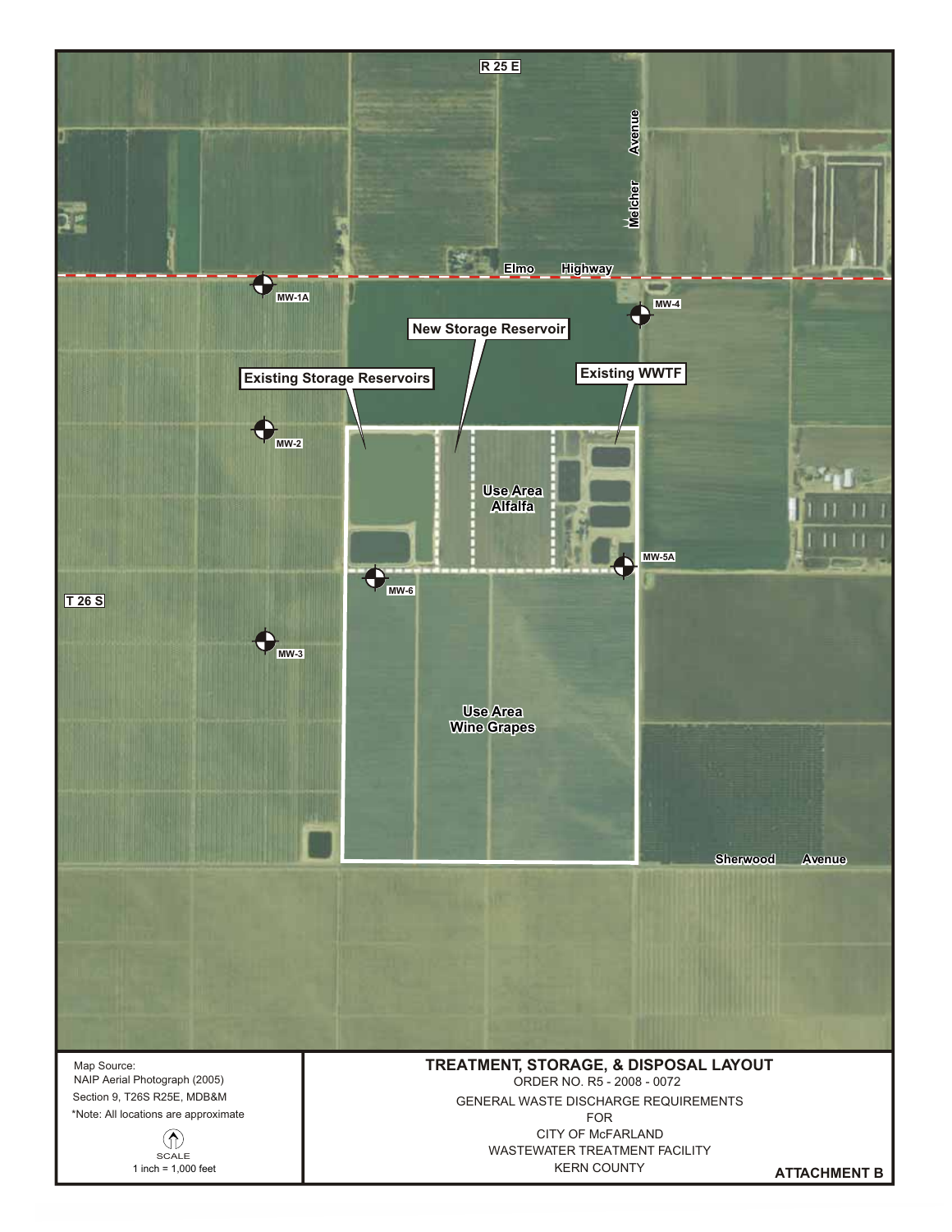R 25 E

Melcher Avenue

Elmo Highway

MW-1A

MW-4

New Storage Reservoir

Existing Storage Reservoirs

Existing WWTF

MW-2

Use Area Alfalfa

MW-5A

MW-6

T 26 S

MW-3

Use Area Wine Grapes

Sherwood Avenue

Map Source:
NAIP Aerial Photograph (2005)
Section 9, T26S R25E, MDB&M
*Note: All locations are approximate

SCALE
1 inch = 1,000 feet

**TREATMENT, STORAGE, & DISPOSAL LAYOUT**
ORDER NO. R5 - 2008 - 0072
GENERAL WASTE DISCHARGE REQUIREMENTS
FOR
CITY OF McFARLAND
WASTEWATER TREATMENT FACILITY
KERN COUNTY

**ATTACHMENT B**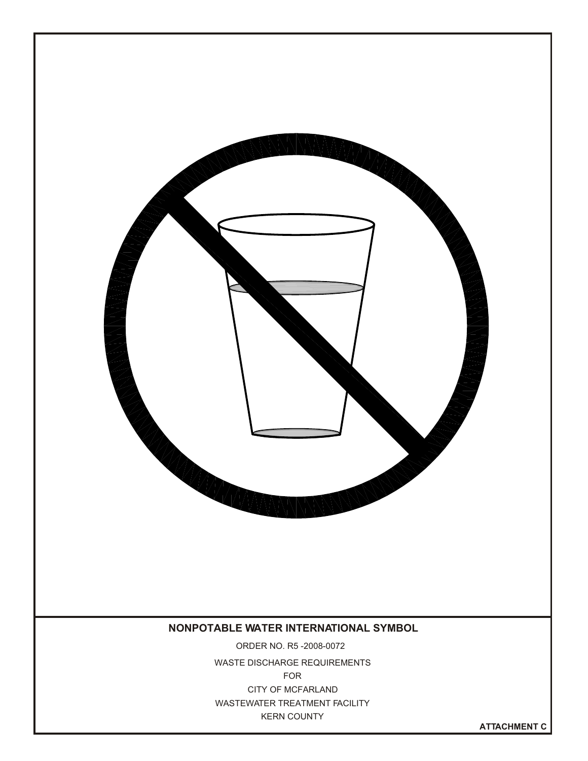**NONPOTABLE WATER INTERNATIONAL SYMBOL**

ORDER NO. R5 -2008-0072

WASTE DISCHARGE REQUIREMENTS

FOR

CITY OF MCFARLAND

WASTEWATER TREATMENT FACILITY

KERN COUNTY

**ATTACHMENT C**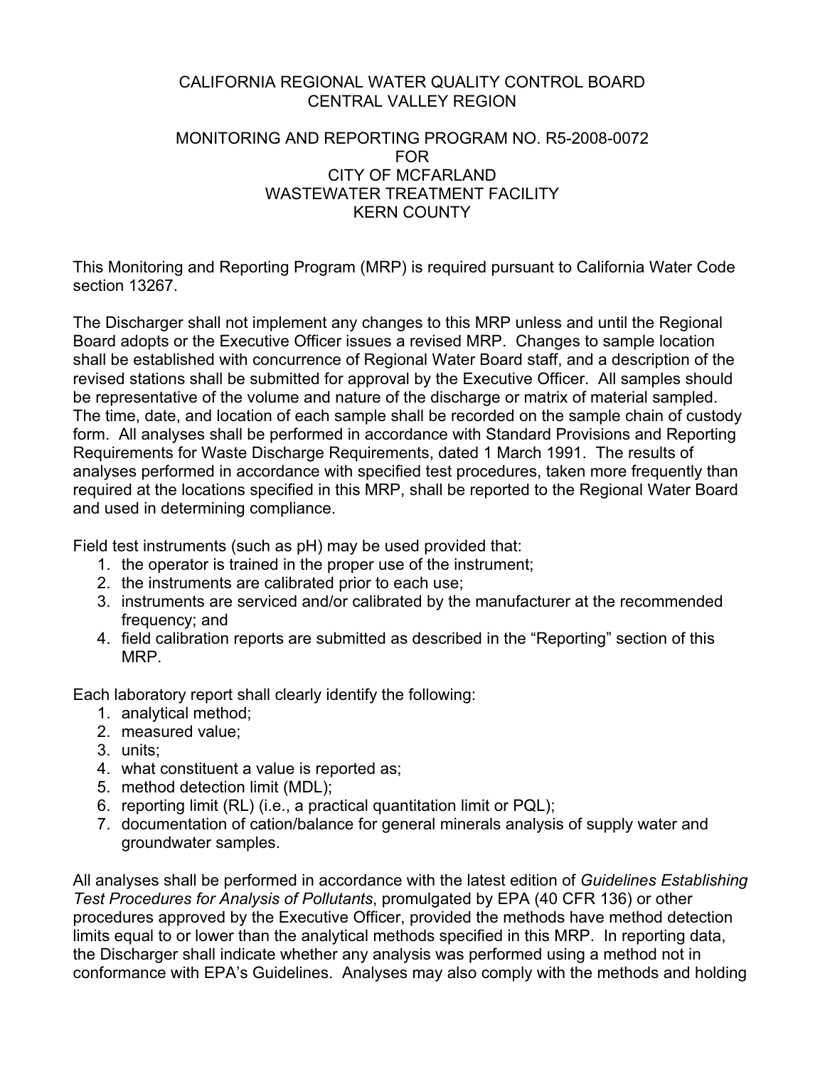CALIFORNIA REGIONAL WATER QUALITY CONTROL BOARD
CENTRAL VALLEY REGION

MONITORING AND REPORTING PROGRAM NO. R5-2008-0072
FOR
CITY OF MCFARLAND
WASTEWATER TREATMENT FACILITY
KERN COUNTY

This Monitoring and Reporting Program (MRP) is required pursuant to California Water Code section 13267.

The Discharger shall not implement any changes to this MRP unless and until the Regional Board adopts or the Executive Officer issues a revised MRP. Changes to sample location shall be established with concurrence of Regional Water Board staff, and a description of the revised stations shall be submitted for approval by the Executive Officer. All samples should be representative of the volume and nature of the discharge or matrix of material sampled. The time, date, and location of each sample shall be recorded on the sample chain of custody form. All analyses shall be performed in accordance with Standard Provisions and Reporting Requirements for Waste Discharge Requirements, dated 1 March 1991. The results of analyses performed in accordance with specified test procedures, taken more frequently than required at the locations specified in this MRP, shall be reported to the Regional Water Board and used in determining compliance.

Field test instruments (such as pH) may be used provided that:

1. the operator is trained in the proper use of the instrument;
2. the instruments are calibrated prior to each use;
3. instruments are serviced and/or calibrated by the manufacturer at the recommended frequency; and
4. field calibration reports are submitted as described in the "Reporting" section of this MRP.

Each laboratory report shall clearly identify the following:

1. analytical method;
2. measured value;
3. units;
4. what constituent a value is reported as;
5. method detection limit (MDL);
6. reporting limit (RL) (i.e., a practical quantitation limit or PQL);
7. documentation of cation/balance for general minerals analysis of supply water and groundwater samples.

All analyses shall be performed in accordance with the latest edition of *Guidelines Establishing Test Procedures for Analysis of Pollutants*, promulgated by EPA (40 CFR 136) or other procedures approved by the Executive Officer, provided the methods have method detection limits equal to or lower than the analytical methods specified in this MRP. In reporting data, the Discharger shall indicate whether any analysis was performed using a method not in conformance with EPA's Guidelines. Analyses may also comply with the methods and holding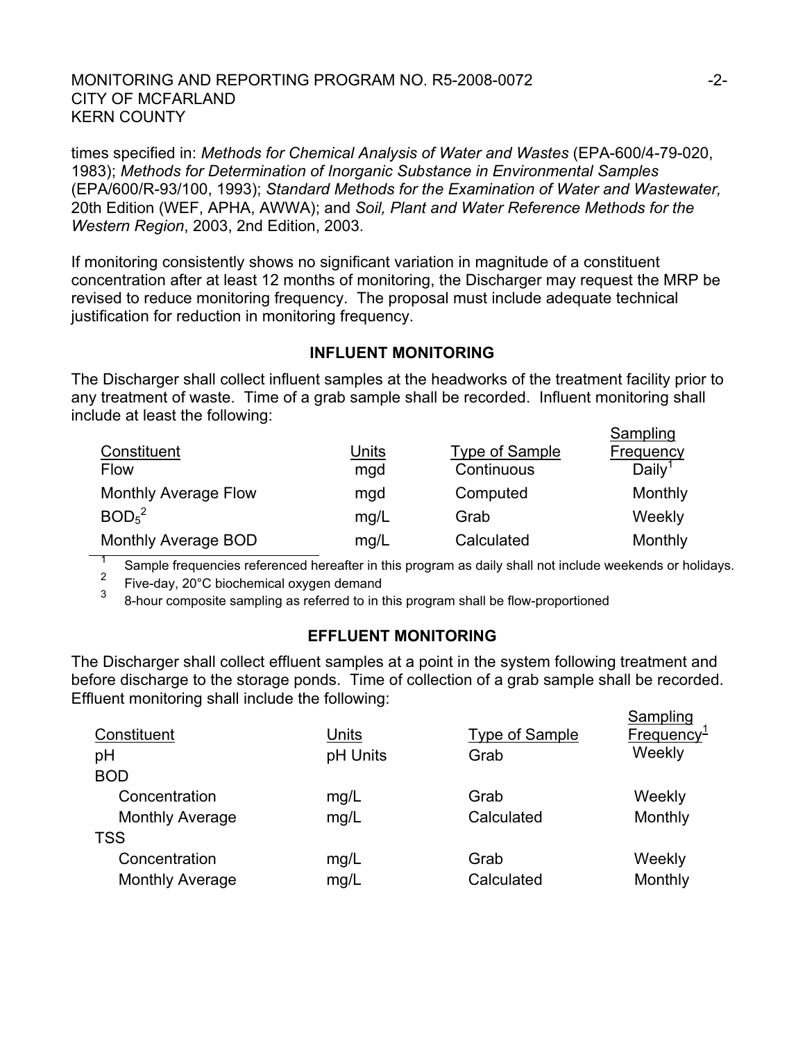times specified in: *Methods for Chemical Analysis of Water and Wastes* (EPA-600/4-79-020, 1983); *Methods for Determination of Inorganic Substance in Environmental Samples* (EPA/600/R-93/100, 1993); *Standard Methods for the Examination of Water and Wastewater,* 20th Edition (WEF, APHA, AWWA); and *Soil, Plant and Water Reference Methods for the Western Region*, 2003, 2nd Edition, 2003.

If monitoring consistently shows no significant variation in magnitude of a constituent concentration after at least 12 months of monitoring, the Discharger may request the MRP be revised to reduce monitoring frequency. The proposal must include adequate technical justification for reduction in monitoring frequency.

## INFLUENT MONITORING

The Discharger shall collect influent samples at the headworks of the treatment facility prior to any treatment of waste. Time of a grab sample shall be recorded. Influent monitoring shall include at least the following:

| Constituent | Units | Type of Sample | Sampling Frequency |
|---|---|---|---|
| Flow | mgd | Continuous | Daily[1] |
| Monthly Average Flow | mgd | Computed | Monthly |
| $BOD_5$[2] | mg/L | Grab | Weekly |
| Monthly Average BOD | mg/L | Calculated | Monthly |

[1] Sample frequencies referenced hereafter in this program as daily shall not include weekends or holidays.

[2] Five-day, 20°C biochemical oxygen demand

[3] 8-hour composite sampling as referred to in this program shall be flow-proportioned

## EFFLUENT MONITORING

The Discharger shall collect effluent samples at a point in the system following treatment and before discharge to the storage ponds. Time of collection of a grab sample shall be recorded. Effluent monitoring shall include the following:

| Constituent | Units | Type of Sample | Sampling Frequency[1] |
|---|---|---|---|
| pH | pH Units | Grab | Weekly |
| BOD | | | |
| Concentration | mg/L | Grab | Weekly |
| Monthly Average | mg/L | Calculated | Monthly |
| TSS | | | |
| Concentration | mg/L | Grab | Weekly |
| Monthly Average | mg/L | Calculated | Monthly |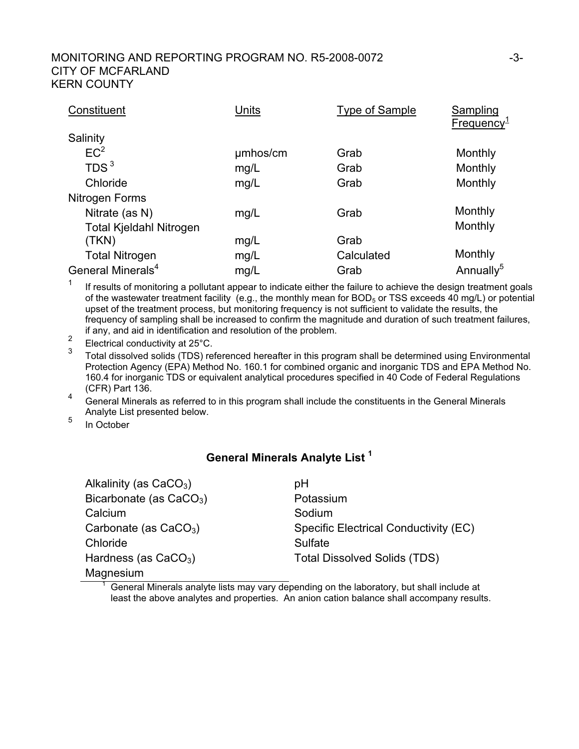| Constituent | Units | Type of Sample | Sampling Frequency[1] |
|---|---|---|---|
| Salinity | | | |
| EC[2] | μmhos/cm | Grab | Monthly |
| TDS [3] | mg/L | Grab | Monthly |
| Chloride | mg/L | Grab | Monthly |
| Nitrogen Forms | | | |
| Nitrate (as N) | mg/L | Grab | Monthly |
| Total Kjeldahl Nitrogen (TKN) | mg/L | Grab | Monthly |
| Total Nitrogen | mg/L | Calculated | Monthly |
| General Minerals[4] | mg/L | Grab | Annually[5] |

[1] If results of monitoring a pollutant appear to indicate either the failure to achieve the design treatment goals of the wastewater treatment facility (e.g., the monthly mean for $BOD_5$ or TSS exceeds 40 mg/L) or potential upset of the treatment process, but monitoring frequency is not sufficient to validate the results, the frequency of sampling shall be increased to confirm the magnitude and duration of such treatment failures, if any, and aid in identification and resolution of the problem.

[2] Electrical conductivity at 25°C.

[3] Total dissolved solids (TDS) referenced hereafter in this program shall be determined using Environmental Protection Agency (EPA) Method No. 160.1 for combined organic and inorganic TDS and EPA Method No. 160.4 for inorganic TDS or equivalent analytical procedures specified in 40 Code of Federal Regulations (CFR) Part 136.

[4] General Minerals as referred to in this program shall include the constituents in the General Minerals Analyte List presented below.

[5] In October

**General Minerals Analyte List [1]**

| | |
|---|---|
| Alkalinity (as $CaCO_3$) | pH |
| Bicarbonate (as $CaCO_3$) | Potassium |
| Calcium | Sodium |
| Carbonate (as $CaCO_3$) | Specific Electrical Conductivity (EC) |
| Chloride | Sulfate |
| Hardness (as $CaCO_3$) | Total Dissolved Solids (TDS) |
| Magnesium | |

[1] General Minerals analyte lists may vary depending on the laboratory, but shall include at least the above analytes and properties. An anion cation balance shall accompany results.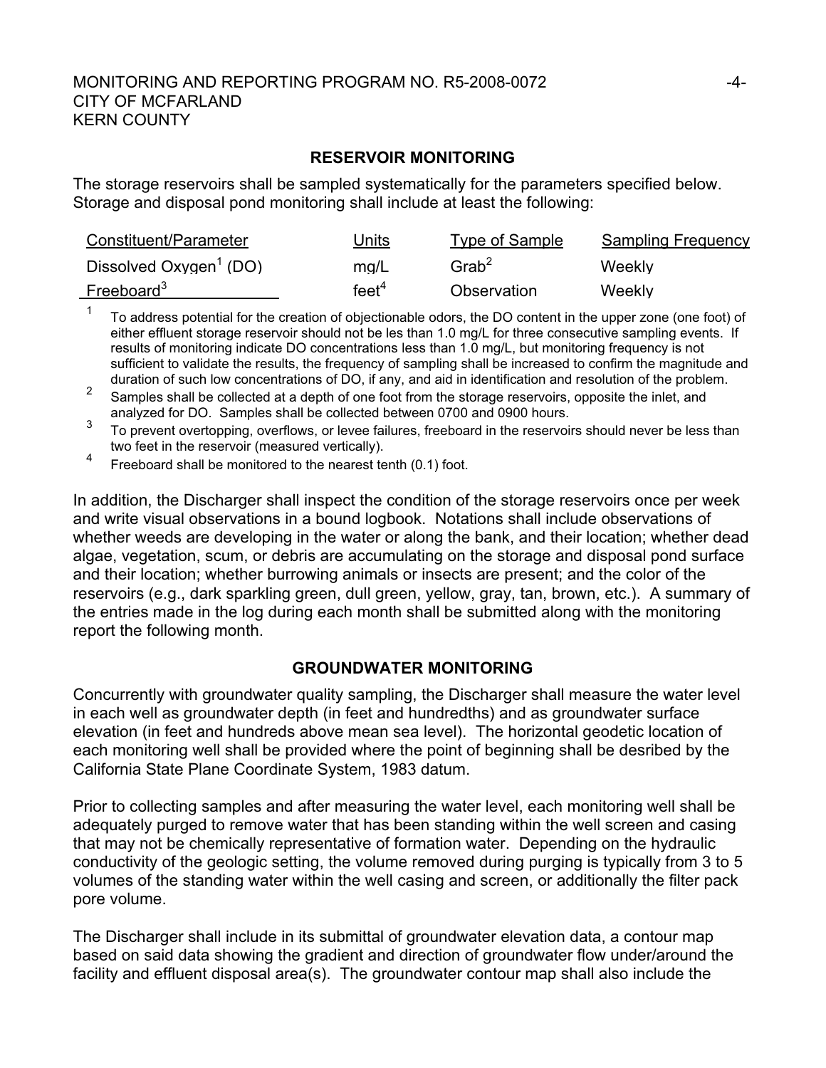## RESERVOIR MONITORING

The storage reservoirs shall be sampled systematically for the parameters specified below. Storage and disposal pond monitoring shall include at least the following:

| Constituent/Parameter | Units | Type of Sample | Sampling Frequency |
|---|---|---|---|
| Dissolved Oxygen[1] (DO) | mg/L | Grab[2] | Weekly |
| Freeboard[3] | feet[4] | Observation | Weekly |

[1] To address potential for the creation of objectionable odors, the DO content in the upper zone (one foot) of either effluent storage reservoir should not be les than 1.0 mg/L for three consecutive sampling events. If results of monitoring indicate DO concentrations less than 1.0 mg/L, but monitoring frequency is not sufficient to validate the results, the frequency of sampling shall be increased to confirm the magnitude and duration of such low concentrations of DO, if any, and aid in identification and resolution of the problem.

[2] Samples shall be collected at a depth of one foot from the storage reservoirs, opposite the inlet, and analyzed for DO. Samples shall be collected between 0700 and 0900 hours.

[3] To prevent overtopping, overflows, or levee failures, freeboard in the reservoirs should never be less than two feet in the reservoir (measured vertically).

[4] Freeboard shall be monitored to the nearest tenth (0.1) foot.

In addition, the Discharger shall inspect the condition of the storage reservoirs once per week and write visual observations in a bound logbook. Notations shall include observations of whether weeds are developing in the water or along the bank, and their location; whether dead algae, vegetation, scum, or debris are accumulating on the storage and disposal pond surface and their location; whether burrowing animals or insects are present; and the color of the reservoirs (e.g., dark sparkling green, dull green, yellow, gray, tan, brown, etc.). A summary of the entries made in the log during each month shall be submitted along with the monitoring report the following month.

## GROUNDWATER MONITORING

Concurrently with groundwater quality sampling, the Discharger shall measure the water level in each well as groundwater depth (in feet and hundredths) and as groundwater surface elevation (in feet and hundreds above mean sea level). The horizontal geodetic location of each monitoring well shall be provided where the point of beginning shall be desribed by the California State Plane Coordinate System, 1983 datum.

Prior to collecting samples and after measuring the water level, each monitoring well shall be adequately purged to remove water that has been standing within the well screen and casing that may not be chemically representative of formation water. Depending on the hydraulic conductivity of the geologic setting, the volume removed during purging is typically from 3 to 5 volumes of the standing water within the well casing and screen, or additionally the filter pack pore volume.

The Discharger shall include in its submittal of groundwater elevation data, a contour map based on said data showing the gradient and direction of groundwater flow under/around the facility and effluent disposal area(s). The groundwater contour map shall also include the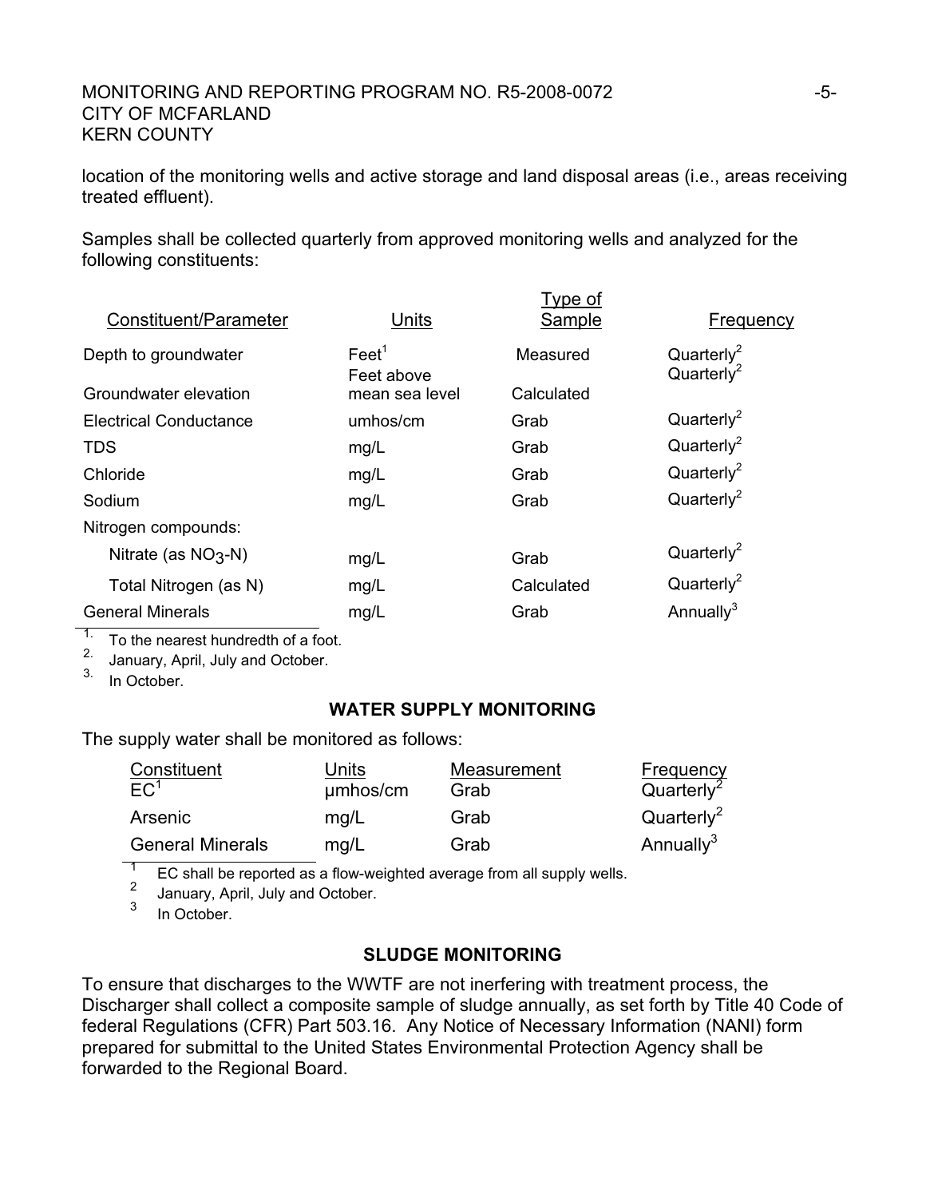location of the monitoring wells and active storage and land disposal areas (i.e., areas receiving treated effluent).

Samples shall be collected quarterly from approved monitoring wells and analyzed for the following constituents:

| Constituent/Parameter | Units | Type of Sample | Frequency |
|---|---|---|---|
| Depth to groundwater | Feet[1] | Measured | Quarterly[2] |
| Groundwater elevation | Feet above mean sea level | Calculated | Quarterly[2] |
| Electrical Conductance | umhos/cm | Grab | Quarterly[2] |
| TDS | mg/L | Grab | Quarterly[2] |
| Chloride | mg/L | Grab | Quarterly[2] |
| Sodium | mg/L | Grab | Quarterly[2] |
| Nitrogen compounds: | | | |
| Nitrate (as $NO_3$-N) | mg/L | Grab | Quarterly[2] |
| Total Nitrogen (as N) | mg/L | Calculated | Quarterly[2] |
| General Minerals | mg/L | Grab | Annually[3] |

1. To the nearest hundredth of a foot.
2. January, April, July and October.
3. In October.

## WATER SUPPLY MONITORING

The supply water shall be monitored as follows:

| Constituent | Units | Measurement | Frequency |
|---|---|---|---|
| EC[1] | µmhos/cm | Grab | Quarterly[2] |
| Arsenic | mg/L | Grab | Quarterly[2] |
| General Minerals | mg/L | Grab | Annually[3] |

1 EC shall be reported as a flow-weighted average from all supply wells.
2 January, April, July and October.
3 In October.

## SLUDGE MONITORING

To ensure that discharges to the WWTF are not inerfering with treatment process, the Discharger shall collect a composite sample of sludge annually, as set forth by Title 40 Code of federal Regulations (CFR) Part 503.16. Any Notice of Necessary Information (NANI) form prepared for submittal to the United States Environmental Protection Agency shall be forwarded to the Regional Board.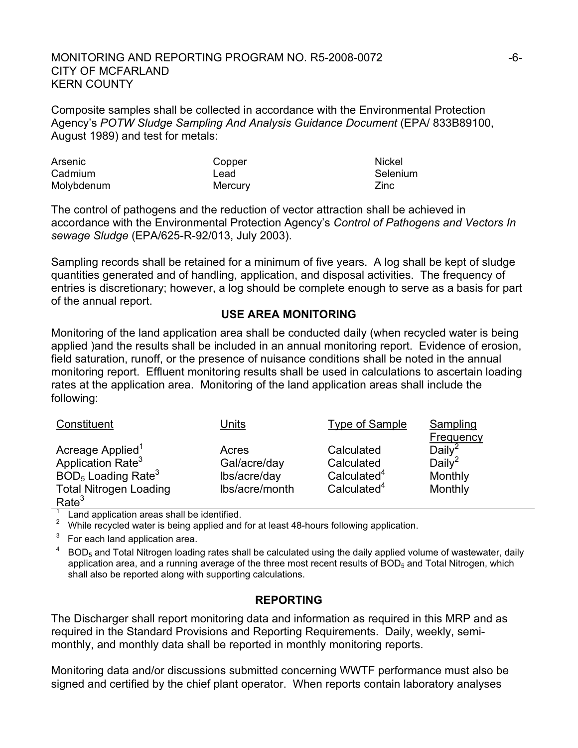Composite samples shall be collected in accordance with the Environmental Protection Agency's *POTW Sludge Sampling And Analysis Guidance Document* (EPA/ 833B89100, August 1989) and test for metals:

| | | |
|---|---|---|
| Arsenic | Copper | Nickel |
| Cadmium | Lead | Selenium |
| Molybdenum | Mercury | Zinc |

The control of pathogens and the reduction of vector attraction shall be achieved in accordance with the Environmental Protection Agency's *Control of Pathogens and Vectors In sewage Sludge* (EPA/625-R-92/013, July 2003).

Sampling records shall be retained for a minimum of five years. A log shall be kept of sludge quantities generated and of handling, application, and disposal activities. The frequency of entries is discretionary; however, a log should be complete enough to serve as a basis for part of the annual report.

## USE AREA MONITORING

Monitoring of the land application area shall be conducted daily (when recycled water is being applied )and the results shall be included in an annual monitoring report. Evidence of erosion, field saturation, runoff, or the presence of nuisance conditions shall be noted in the annual monitoring report. Effluent monitoring results shall be used in calculations to ascertain loading rates at the application area. Monitoring of the land application areas shall include the following:

| Constituent | Units | Type of Sample | Sampling Frequency |
|---|---|---|---|
| Acreage Applied[1] | Acres | Calculated | Daily[2] |
| Application Rate[3] | Gal/acre/day | Calculated | Daily[2] |
| $BOD_5$ Loading Rate[3] | lbs/acre/day | Calculated[4] | Monthly |
| Total Nitrogen Loading Rate[3] | lbs/acre/month | Calculated[4] | Monthly |

[1] Land application areas shall be identified.

[2] While recycled water is being applied and for at least 48-hours following application.

[3] For each land application area.

[4] $BOD_5$ and Total Nitrogen loading rates shall be calculated using the daily applied volume of wastewater, daily application area, and a running average of the three most recent results of $BOD_5$ and Total Nitrogen, which shall also be reported along with supporting calculations.

## REPORTING

The Discharger shall report monitoring data and information as required in this MRP and as required in the Standard Provisions and Reporting Requirements. Daily, weekly, semi-monthly, and monthly data shall be reported in monthly monitoring reports.

Monitoring data and/or discussions submitted concerning WWTF performance must also be signed and certified by the chief plant operator. When reports contain laboratory analyses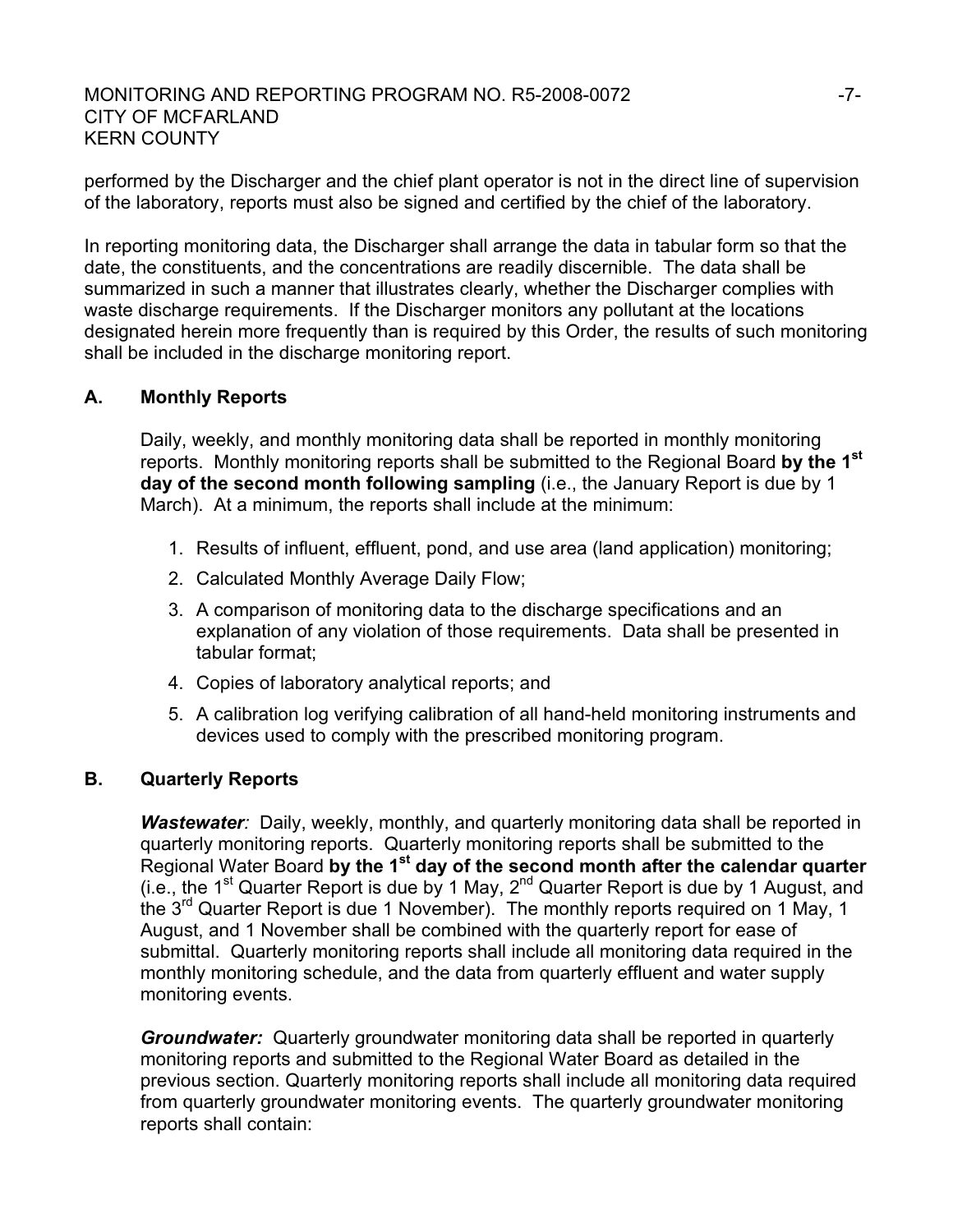performed by the Discharger and the chief plant operator is not in the direct line of supervision of the laboratory, reports must also be signed and certified by the chief of the laboratory.

In reporting monitoring data, the Discharger shall arrange the data in tabular form so that the date, the constituents, and the concentrations are readily discernible. The data shall be summarized in such a manner that illustrates clearly, whether the Discharger complies with waste discharge requirements. If the Discharger monitors any pollutant at the locations designated herein more frequently than is required by this Order, the results of such monitoring shall be included in the discharge monitoring report.

### A. Monthly Reports

Daily, weekly, and monthly monitoring data shall be reported in monthly monitoring reports. Monthly monitoring reports shall be submitted to the Regional Board **by the 1st day of the second month following sampling** (i.e., the January Report is due by 1 March). At a minimum, the reports shall include at the minimum:

1. Results of influent, effluent, pond, and use area (land application) monitoring;
2. Calculated Monthly Average Daily Flow;
3. A comparison of monitoring data to the discharge specifications and an explanation of any violation of those requirements. Data shall be presented in tabular format;
4. Copies of laboratory analytical reports; and
5. A calibration log verifying calibration of all hand-held monitoring instruments and devices used to comply with the prescribed monitoring program.

### B. Quarterly Reports

***Wastewater:*** Daily, weekly, monthly, and quarterly monitoring data shall be reported in quarterly monitoring reports. Quarterly monitoring reports shall be submitted to the Regional Water Board **by the 1st day of the second month after the calendar quarter** (i.e., the 1st Quarter Report is due by 1 May, 2nd Quarter Report is due by 1 August, and the 3rd Quarter Report is due 1 November). The monthly reports required on 1 May, 1 August, and 1 November shall be combined with the quarterly report for ease of submittal. Quarterly monitoring reports shall include all monitoring data required in the monthly monitoring schedule, and the data from quarterly effluent and water supply monitoring events.

***Groundwater:*** Quarterly groundwater monitoring data shall be reported in quarterly monitoring reports and submitted to the Regional Water Board as detailed in the previous section. Quarterly monitoring reports shall include all monitoring data required from quarterly groundwater monitoring events. The quarterly groundwater monitoring reports shall contain: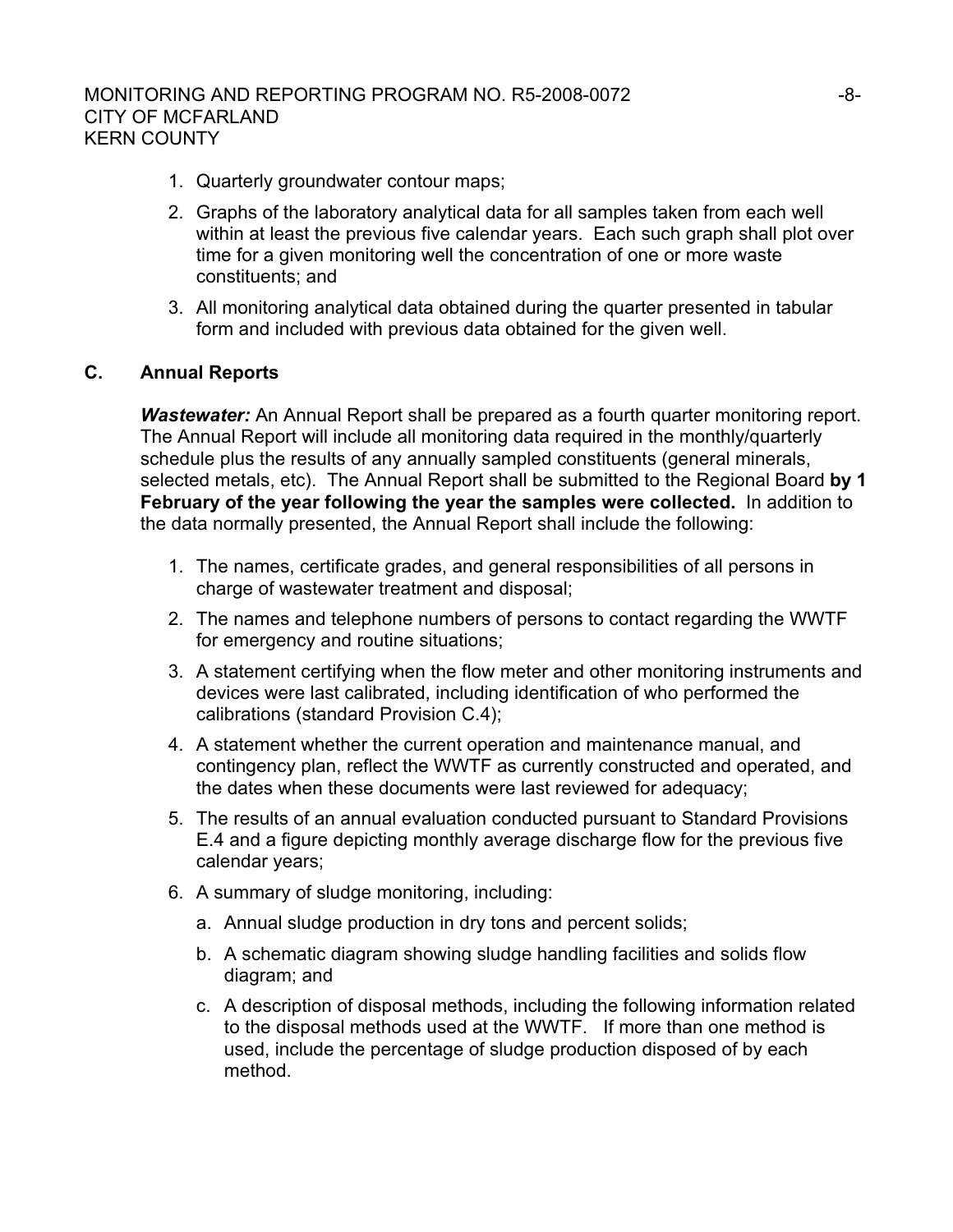1. Quarterly groundwater contour maps;
2. Graphs of the laboratory analytical data for all samples taken from each well within at least the previous five calendar years. Each such graph shall plot over time for a given monitoring well the concentration of one or more waste constituents; and
3. All monitoring analytical data obtained during the quarter presented in tabular form and included with previous data obtained for the given well.

## C. Annual Reports

***Wastewater:*** An Annual Report shall be prepared as a fourth quarter monitoring report. The Annual Report will include all monitoring data required in the monthly/quarterly schedule plus the results of any annually sampled constituents (general minerals, selected metals, etc). The Annual Report shall be submitted to the Regional Board **by 1 February of the year following the year the samples were collected.** In addition to the data normally presented, the Annual Report shall include the following:

1. The names, certificate grades, and general responsibilities of all persons in charge of wastewater treatment and disposal;
2. The names and telephone numbers of persons to contact regarding the WWTF for emergency and routine situations;
3. A statement certifying when the flow meter and other monitoring instruments and devices were last calibrated, including identification of who performed the calibrations (standard Provision C.4);
4. A statement whether the current operation and maintenance manual, and contingency plan, reflect the WWTF as currently constructed and operated, and the dates when these documents were last reviewed for adequacy;
5. The results of an annual evaluation conducted pursuant to Standard Provisions E.4 and a figure depicting monthly average discharge flow for the previous five calendar years;
6. A summary of sludge monitoring, including:
   a. Annual sludge production in dry tons and percent solids;
   b. A schematic diagram showing sludge handling facilities and solids flow diagram; and
   c. A description of disposal methods, including the following information related to the disposal methods used at the WWTF. If more than one method is used, include the percentage of sludge production disposed of by each method.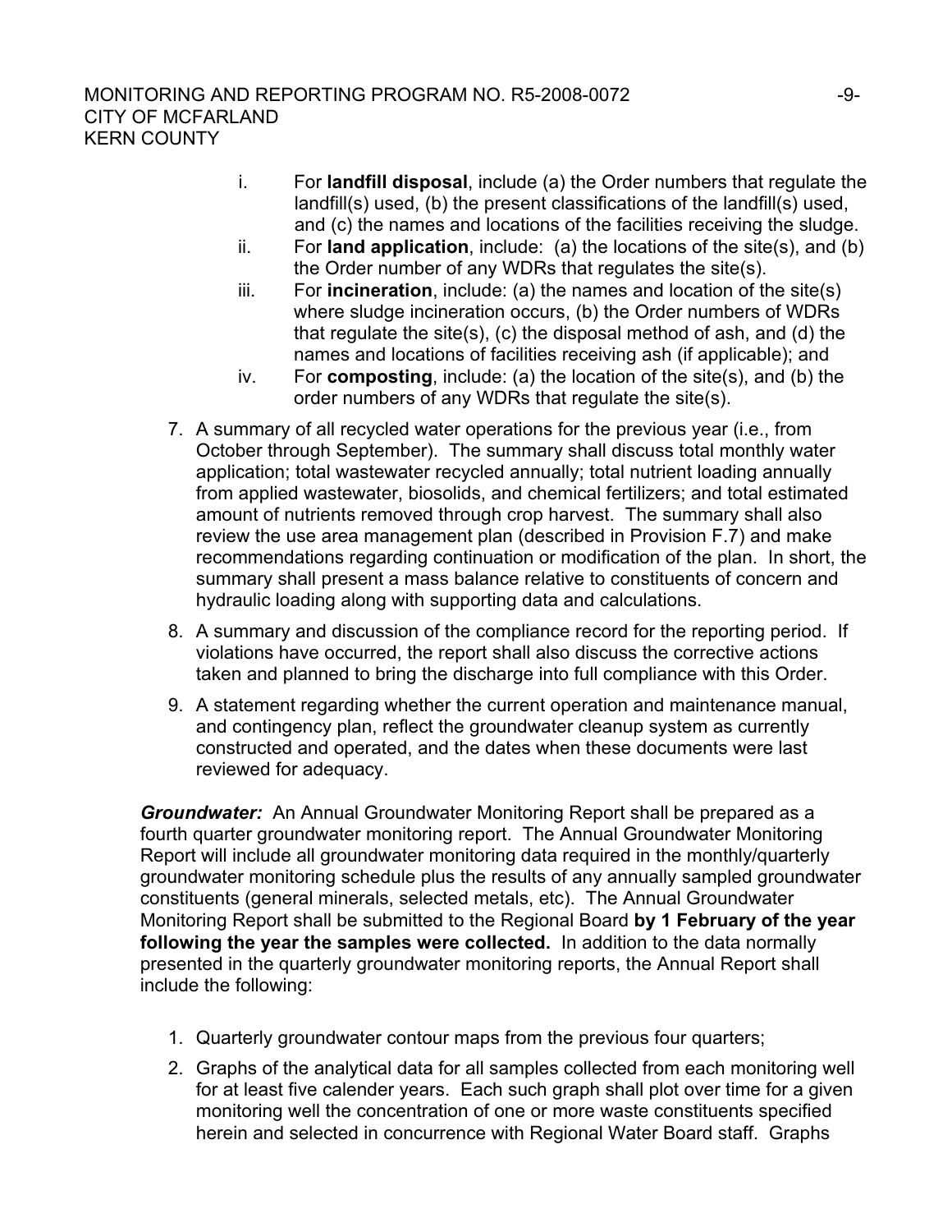i. For **landfill disposal**, include (a) the Order numbers that regulate the landfill(s) used, (b) the present classifications of the landfill(s) used, and (c) the names and locations of the facilities receiving the sludge.
ii. For **land application**, include: (a) the locations of the site(s), and (b) the Order number of any WDRs that regulates the site(s).
iii. For **incineration**, include: (a) the names and location of the site(s) where sludge incineration occurs, (b) the Order numbers of WDRs that regulate the site(s), (c) the disposal method of ash, and (d) the names and locations of facilities receiving ash (if applicable); and
iv. For **composting**, include: (a) the location of the site(s), and (b) the order numbers of any WDRs that regulate the site(s).

7. A summary of all recycled water operations for the previous year (i.e., from October through September). The summary shall discuss total monthly water application; total wastewater recycled annually; total nutrient loading annually from applied wastewater, biosolids, and chemical fertilizers; and total estimated amount of nutrients removed through crop harvest. The summary shall also review the use area management plan (described in Provision F.7) and make recommendations regarding continuation or modification of the plan. In short, the summary shall present a mass balance relative to constituents of concern and hydraulic loading along with supporting data and calculations.

8. A summary and discussion of the compliance record for the reporting period. If violations have occurred, the report shall also discuss the corrective actions taken and planned to bring the discharge into full compliance with this Order.

9. A statement regarding whether the current operation and maintenance manual, and contingency plan, reflect the groundwater cleanup system as currently constructed and operated, and the dates when these documents were last reviewed for adequacy.

***Groundwater:*** An Annual Groundwater Monitoring Report shall be prepared as a fourth quarter groundwater monitoring report. The Annual Groundwater Monitoring Report will include all groundwater monitoring data required in the monthly/quarterly groundwater monitoring schedule plus the results of any annually sampled groundwater constituents (general minerals, selected metals, etc). The Annual Groundwater Monitoring Report shall be submitted to the Regional Board **by 1 February of the year following the year the samples were collected.** In addition to the data normally presented in the quarterly groundwater monitoring reports, the Annual Report shall include the following:

1. Quarterly groundwater contour maps from the previous four quarters;

2. Graphs of the analytical data for all samples collected from each monitoring well for at least five calender years. Each such graph shall plot over time for a given monitoring well the concentration of one or more waste constituents specified herein and selected in concurrence with Regional Water Board staff. Graphs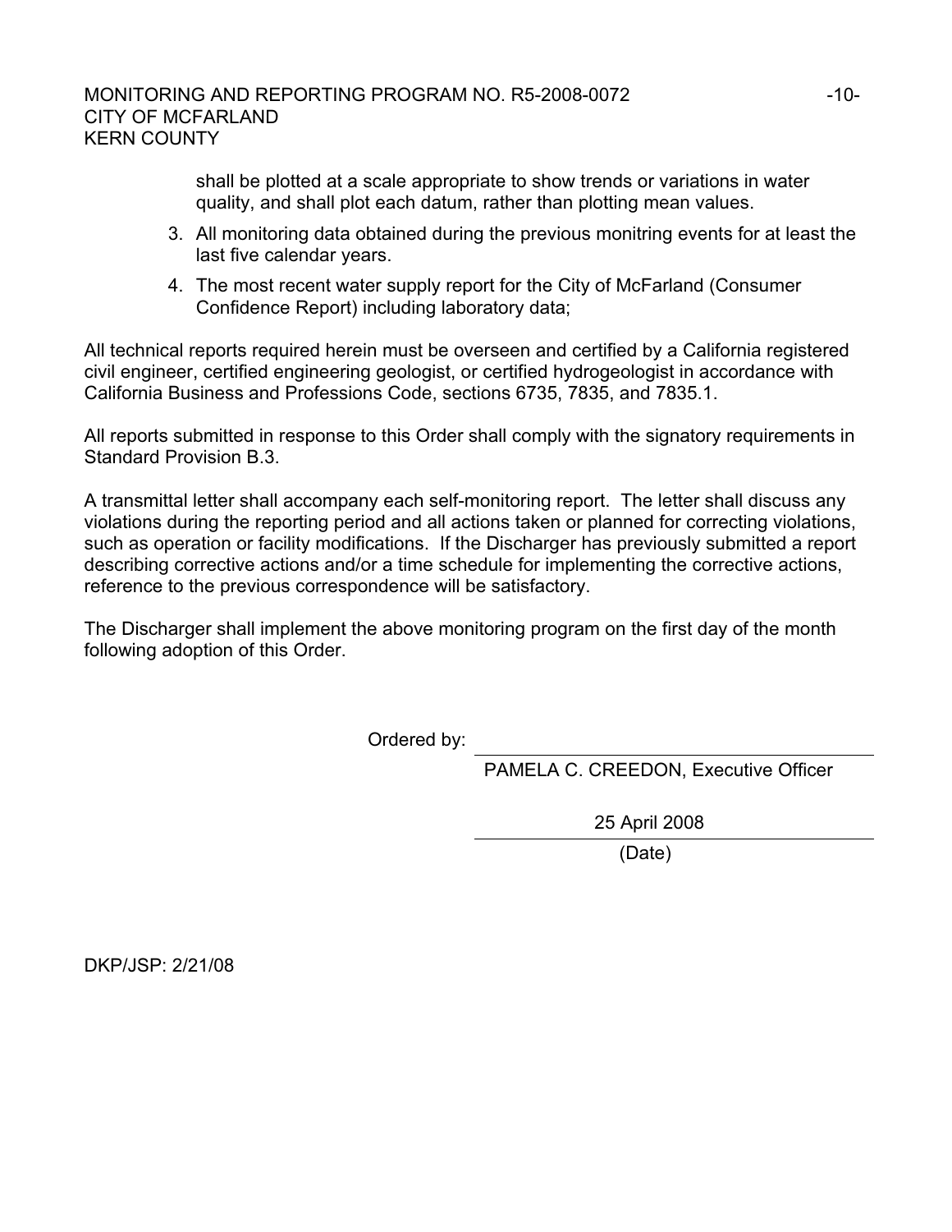shall be plotted at a scale appropriate to show trends or variations in water quality, and shall plot each datum, rather than plotting mean values.

3. All monitoring data obtained during the previous monitring events for at least the last five calendar years.
4. The most recent water supply report for the City of McFarland (Consumer Confidence Report) including laboratory data;

All technical reports required herein must be overseen and certified by a California registered civil engineer, certified engineering geologist, or certified hydrogeologist in accordance with California Business and Professions Code, sections 6735, 7835, and 7835.1.

All reports submitted in response to this Order shall comply with the signatory requirements in Standard Provision B.3.

A transmittal letter shall accompany each self-monitoring report. The letter shall discuss any violations during the reporting period and all actions taken or planned for correcting violations, such as operation or facility modifications. If the Discharger has previously submitted a report describing corrective actions and/or a time schedule for implementing the corrective actions, reference to the previous correspondence will be satisfactory.

The Discharger shall implement the above monitoring program on the first day of the month following adoption of this Order.

Ordered by: \_\_\_\_\_\_\_\_\_\_\_\_\_\_\_\_\_\_\_\_\_\_\_\_\_\_\_\_\_\_\_\_\_\_\_

PAMELA C. CREEDON, Executive Officer

25 April 2008

(Date)

DKP/JSP: 2/21/08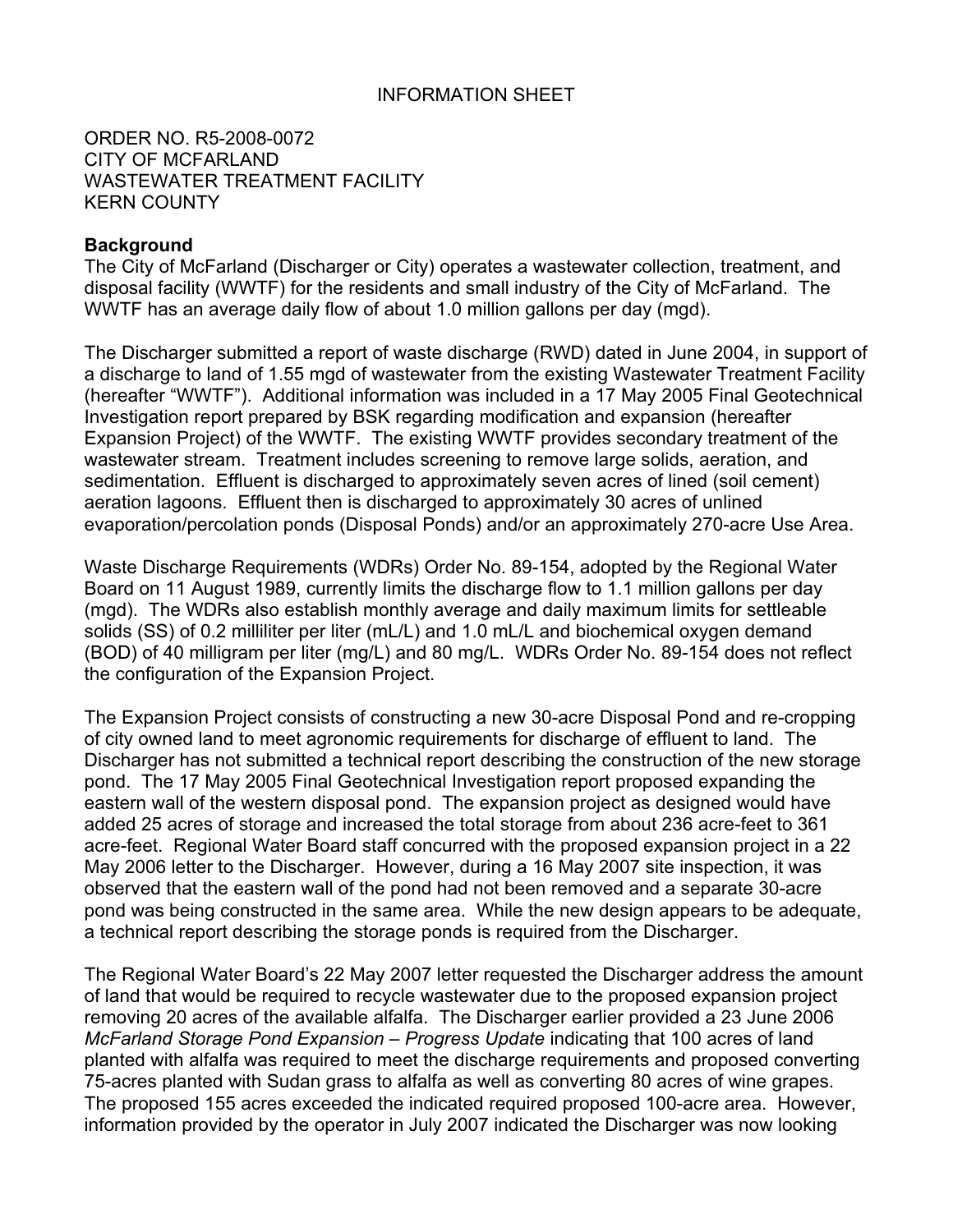INFORMATION SHEET

ORDER NO. R5-2008-0072
CITY OF MCFARLAND
WASTEWATER TREATMENT FACILITY
KERN COUNTY

**Background**

The City of McFarland (Discharger or City) operates a wastewater collection, treatment, and disposal facility (WWTF) for the residents and small industry of the City of McFarland. The WWTF has an average daily flow of about 1.0 million gallons per day (mgd).

The Discharger submitted a report of waste discharge (RWD) dated in June 2004, in support of a discharge to land of 1.55 mgd of wastewater from the existing Wastewater Treatment Facility (hereafter "WWTF"). Additional information was included in a 17 May 2005 Final Geotechnical Investigation report prepared by BSK regarding modification and expansion (hereafter Expansion Project) of the WWTF. The existing WWTF provides secondary treatment of the wastewater stream. Treatment includes screening to remove large solids, aeration, and sedimentation. Effluent is discharged to approximately seven acres of lined (soil cement) aeration lagoons. Effluent then is discharged to approximately 30 acres of unlined evaporation/percolation ponds (Disposal Ponds) and/or an approximately 270-acre Use Area.

Waste Discharge Requirements (WDRs) Order No. 89-154, adopted by the Regional Water Board on 11 August 1989, currently limits the discharge flow to 1.1 million gallons per day (mgd). The WDRs also establish monthly average and daily maximum limits for settleable solids (SS) of 0.2 milliliter per liter (mL/L) and 1.0 mL/L and biochemical oxygen demand (BOD) of 40 milligram per liter (mg/L) and 80 mg/L. WDRs Order No. 89-154 does not reflect the configuration of the Expansion Project.

The Expansion Project consists of constructing a new 30-acre Disposal Pond and re-cropping of city owned land to meet agronomic requirements for discharge of effluent to land. The Discharger has not submitted a technical report describing the construction of the new storage pond. The 17 May 2005 Final Geotechnical Investigation report proposed expanding the eastern wall of the western disposal pond. The expansion project as designed would have added 25 acres of storage and increased the total storage from about 236 acre-feet to 361 acre-feet. Regional Water Board staff concurred with the proposed expansion project in a 22 May 2006 letter to the Discharger. However, during a 16 May 2007 site inspection, it was observed that the eastern wall of the pond had not been removed and a separate 30-acre pond was being constructed in the same area. While the new design appears to be adequate, a technical report describing the storage ponds is required from the Discharger.

The Regional Water Board's 22 May 2007 letter requested the Discharger address the amount of land that would be required to recycle wastewater due to the proposed expansion project removing 20 acres of the available alfalfa. The Discharger earlier provided a 23 June 2006 *McFarland Storage Pond Expansion – Progress Update* indicating that 100 acres of land planted with alfalfa was required to meet the discharge requirements and proposed converting 75-acres planted with Sudan grass to alfalfa as well as converting 80 acres of wine grapes. The proposed 155 acres exceeded the indicated required proposed 100-acre area. However, information provided by the operator in July 2007 indicated the Discharger was now looking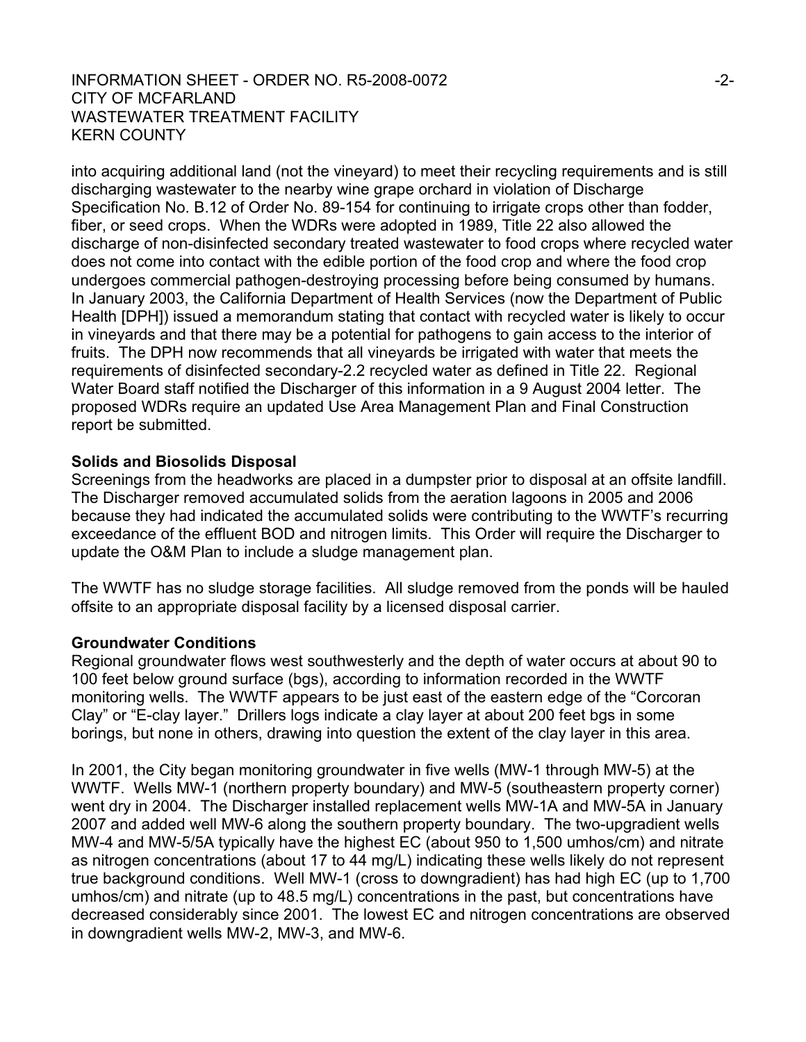into acquiring additional land (not the vineyard) to meet their recycling requirements and is still discharging wastewater to the nearby wine grape orchard in violation of Discharge Specification No. B.12 of Order No. 89-154 for continuing to irrigate crops other than fodder, fiber, or seed crops. When the WDRs were adopted in 1989, Title 22 also allowed the discharge of non-disinfected secondary treated wastewater to food crops where recycled water does not come into contact with the edible portion of the food crop and where the food crop undergoes commercial pathogen-destroying processing before being consumed by humans. In January 2003, the California Department of Health Services (now the Department of Public Health [DPH]) issued a memorandum stating that contact with recycled water is likely to occur in vineyards and that there may be a potential for pathogens to gain access to the interior of fruits. The DPH now recommends that all vineyards be irrigated with water that meets the requirements of disinfected secondary-2.2 recycled water as defined in Title 22. Regional Water Board staff notified the Discharger of this information in a 9 August 2004 letter. The proposed WDRs require an updated Use Area Management Plan and Final Construction report be submitted.

**Solids and Biosolids Disposal**

Screenings from the headworks are placed in a dumpster prior to disposal at an offsite landfill. The Discharger removed accumulated solids from the aeration lagoons in 2005 and 2006 because they had indicated the accumulated solids were contributing to the WWTF's recurring exceedance of the effluent BOD and nitrogen limits. This Order will require the Discharger to update the O&M Plan to include a sludge management plan.

The WWTF has no sludge storage facilities. All sludge removed from the ponds will be hauled offsite to an appropriate disposal facility by a licensed disposal carrier.

**Groundwater Conditions**

Regional groundwater flows west southwesterly and the depth of water occurs at about 90 to 100 feet below ground surface (bgs), according to information recorded in the WWTF monitoring wells. The WWTF appears to be just east of the eastern edge of the "Corcoran Clay" or "E-clay layer." Drillers logs indicate a clay layer at about 200 feet bgs in some borings, but none in others, drawing into question the extent of the clay layer in this area.

In 2001, the City began monitoring groundwater in five wells (MW-1 through MW-5) at the WWTF. Wells MW-1 (northern property boundary) and MW-5 (southeastern property corner) went dry in 2004. The Discharger installed replacement wells MW-1A and MW-5A in January 2007 and added well MW-6 along the southern property boundary. The two-upgradient wells MW-4 and MW-5/5A typically have the highest EC (about 950 to 1,500 umhos/cm) and nitrate as nitrogen concentrations (about 17 to 44 mg/L) indicating these wells likely do not represent true background conditions. Well MW-1 (cross to downgradient) has had high EC (up to 1,700 umhos/cm) and nitrate (up to 48.5 mg/L) concentrations in the past, but concentrations have decreased considerably since 2001. The lowest EC and nitrogen concentrations are observed in downgradient wells MW-2, MW-3, and MW-6.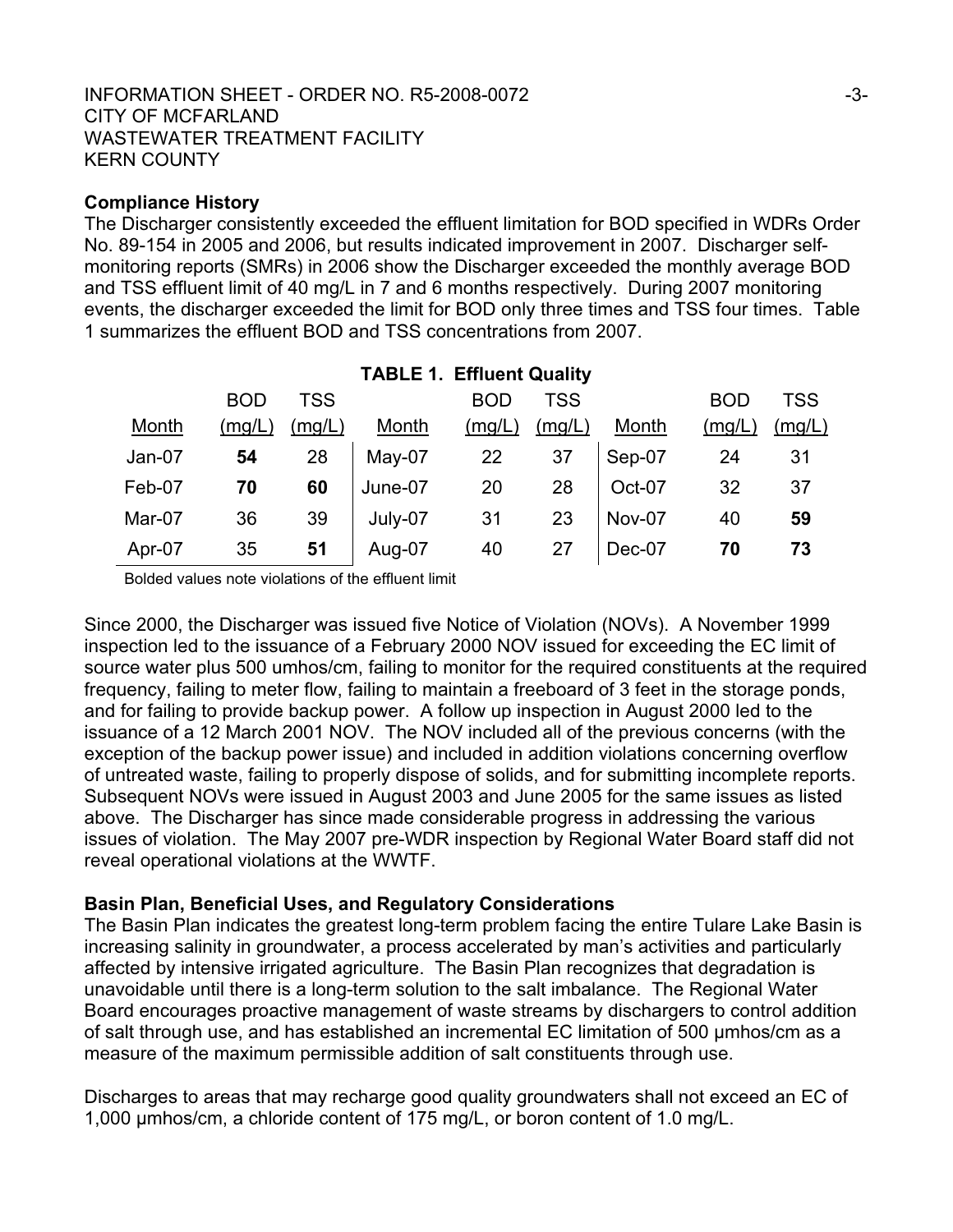**Compliance History**

The Discharger consistently exceeded the effluent limitation for BOD specified in WDRs Order No. 89-154 in 2005 and 2006, but results indicated improvement in 2007. Discharger self-monitoring reports (SMRs) in 2006 show the Discharger exceeded the monthly average BOD and TSS effluent limit of 40 mg/L in 7 and 6 months respectively. During 2007 monitoring events, the discharger exceeded the limit for BOD only three times and TSS four times. Table 1 summarizes the effluent BOD and TSS concentrations from 2007.

**TABLE 1. Effluent Quality**

| Month | BOD (mg/L) | TSS (mg/L) | Month | BOD (mg/L) | TSS (mg/L) | Month | BOD (mg/L) | TSS (mg/L) |
|---|---|---|---|---|---|---|---|---|
| Jan-07 | **54** | 28 | May-07 | 22 | 37 | Sep-07 | 24 | 31 |
| Feb-07 | **70** | **60** | June-07 | 20 | 28 | Oct-07 | 32 | 37 |
| Mar-07 | 36 | 39 | July-07 | 31 | 23 | Nov-07 | 40 | **59** |
| Apr-07 | 35 | **51** | Aug-07 | 40 | 27 | Dec-07 | **70** | **73** |

Bolded values note violations of the effluent limit

Since 2000, the Discharger was issued five Notice of Violation (NOVs). A November 1999 inspection led to the issuance of a February 2000 NOV issued for exceeding the EC limit of source water plus 500 umhos/cm, failing to monitor for the required constituents at the required frequency, failing to meter flow, failing to maintain a freeboard of 3 feet in the storage ponds, and for failing to provide backup power. A follow up inspection in August 2000 led to the issuance of a 12 March 2001 NOV. The NOV included all of the previous concerns (with the exception of the backup power issue) and included in addition violations concerning overflow of untreated waste, failing to properly dispose of solids, and for submitting incomplete reports. Subsequent NOVs were issued in August 2003 and June 2005 for the same issues as listed above. The Discharger has since made considerable progress in addressing the various issues of violation. The May 2007 pre-WDR inspection by Regional Water Board staff did not reveal operational violations at the WWTF.

**Basin Plan, Beneficial Uses, and Regulatory Considerations**

The Basin Plan indicates the greatest long-term problem facing the entire Tulare Lake Basin is increasing salinity in groundwater, a process accelerated by man's activities and particularly affected by intensive irrigated agriculture. The Basin Plan recognizes that degradation is unavoidable until there is a long-term solution to the salt imbalance. The Regional Water Board encourages proactive management of waste streams by dischargers to control addition of salt through use, and has established an incremental EC limitation of 500 μmhos/cm as a measure of the maximum permissible addition of salt constituents through use.

Discharges to areas that may recharge good quality groundwaters shall not exceed an EC of 1,000 μmhos/cm, a chloride content of 175 mg/L, or boron content of 1.0 mg/L.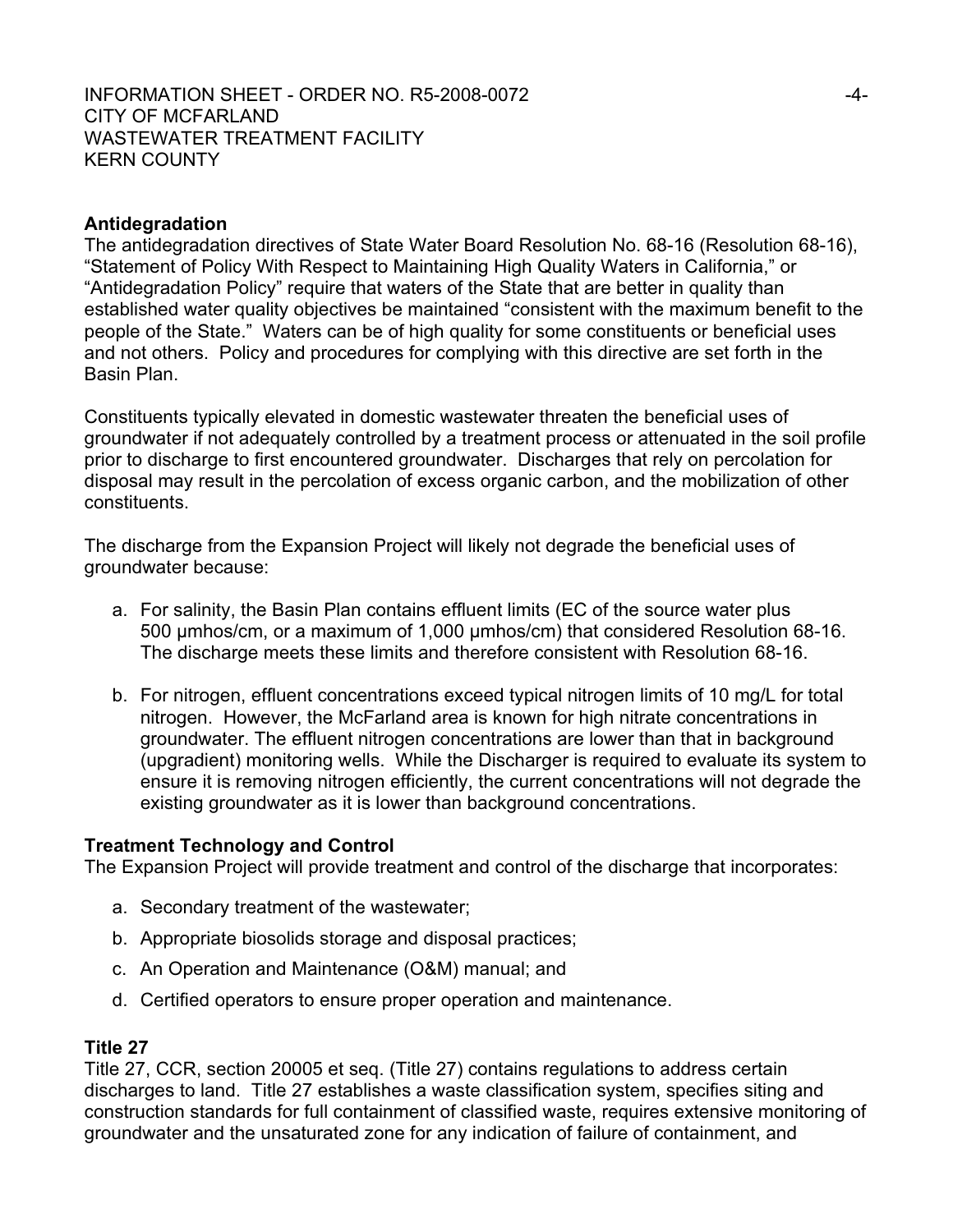**Antidegradation**

The antidegradation directives of State Water Board Resolution No. 68-16 (Resolution 68-16), "Statement of Policy With Respect to Maintaining High Quality Waters in California," or "Antidegradation Policy" require that waters of the State that are better in quality than established water quality objectives be maintained "consistent with the maximum benefit to the people of the State." Waters can be of high quality for some constituents or beneficial uses and not others. Policy and procedures for complying with this directive are set forth in the Basin Plan.

Constituents typically elevated in domestic wastewater threaten the beneficial uses of groundwater if not adequately controlled by a treatment process or attenuated in the soil profile prior to discharge to first encountered groundwater. Discharges that rely on percolation for disposal may result in the percolation of excess organic carbon, and the mobilization of other constituents.

The discharge from the Expansion Project will likely not degrade the beneficial uses of groundwater because:

a. For salinity, the Basin Plan contains effluent limits (EC of the source water plus 500 μmhos/cm, or a maximum of 1,000 μmhos/cm) that considered Resolution 68-16. The discharge meets these limits and therefore consistent with Resolution 68-16.

b. For nitrogen, effluent concentrations exceed typical nitrogen limits of 10 mg/L for total nitrogen. However, the McFarland area is known for high nitrate concentrations in groundwater. The effluent nitrogen concentrations are lower than that in background (upgradient) monitoring wells. While the Discharger is required to evaluate its system to ensure it is removing nitrogen efficiently, the current concentrations will not degrade the existing groundwater as it is lower than background concentrations.

**Treatment Technology and Control**

The Expansion Project will provide treatment and control of the discharge that incorporates:

a. Secondary treatment of the wastewater;

b. Appropriate biosolids storage and disposal practices;

c. An Operation and Maintenance (O&M) manual; and

d. Certified operators to ensure proper operation and maintenance.

**Title 27**

Title 27, CCR, section 20005 et seq. (Title 27) contains regulations to address certain discharges to land. Title 27 establishes a waste classification system, specifies siting and construction standards for full containment of classified waste, requires extensive monitoring of groundwater and the unsaturated zone for any indication of failure of containment, and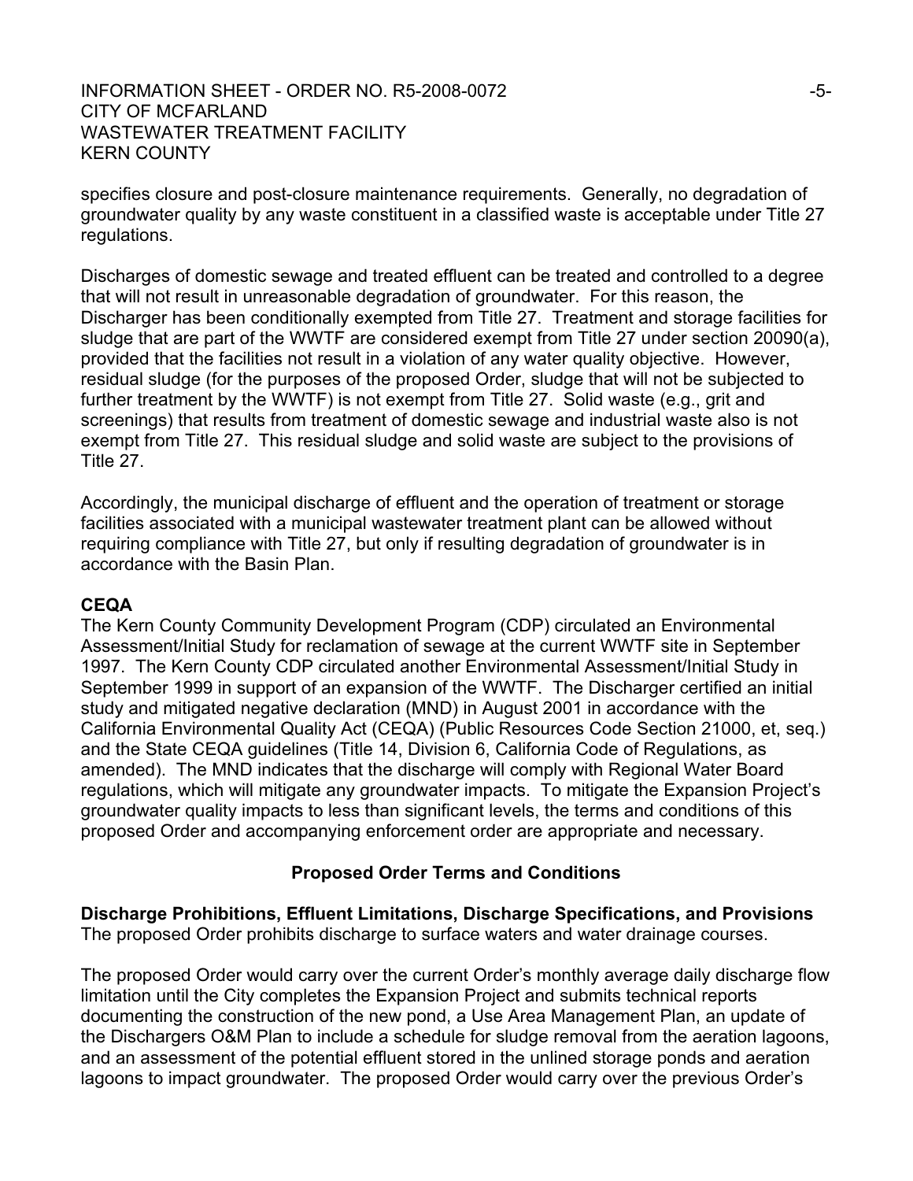specifies closure and post-closure maintenance requirements. Generally, no degradation of groundwater quality by any waste constituent in a classified waste is acceptable under Title 27 regulations.

Discharges of domestic sewage and treated effluent can be treated and controlled to a degree that will not result in unreasonable degradation of groundwater. For this reason, the Discharger has been conditionally exempted from Title 27. Treatment and storage facilities for sludge that are part of the WWTF are considered exempt from Title 27 under section 20090(a), provided that the facilities not result in a violation of any water quality objective. However, residual sludge (for the purposes of the proposed Order, sludge that will not be subjected to further treatment by the WWTF) is not exempt from Title 27. Solid waste (e.g., grit and screenings) that results from treatment of domestic sewage and industrial waste also is not exempt from Title 27. This residual sludge and solid waste are subject to the provisions of Title 27.

Accordingly, the municipal discharge of effluent and the operation of treatment or storage facilities associated with a municipal wastewater treatment plant can be allowed without requiring compliance with Title 27, but only if resulting degradation of groundwater is in accordance with the Basin Plan.

**CEQA**

The Kern County Community Development Program (CDP) circulated an Environmental Assessment/Initial Study for reclamation of sewage at the current WWTF site in September 1997. The Kern County CDP circulated another Environmental Assessment/Initial Study in September 1999 in support of an expansion of the WWTF. The Discharger certified an initial study and mitigated negative declaration (MND) in August 2001 in accordance with the California Environmental Quality Act (CEQA) (Public Resources Code Section 21000, et, seq.) and the State CEQA guidelines (Title 14, Division 6, California Code of Regulations, as amended). The MND indicates that the discharge will comply with Regional Water Board regulations, which will mitigate any groundwater impacts. To mitigate the Expansion Project's groundwater quality impacts to less than significant levels, the terms and conditions of this proposed Order and accompanying enforcement order are appropriate and necessary.

## Proposed Order Terms and Conditions

**Discharge Prohibitions, Effluent Limitations, Discharge Specifications, and Provisions**

The proposed Order prohibits discharge to surface waters and water drainage courses.

The proposed Order would carry over the current Order's monthly average daily discharge flow limitation until the City completes the Expansion Project and submits technical reports documenting the construction of the new pond, a Use Area Management Plan, an update of the Dischargers O&M Plan to include a schedule for sludge removal from the aeration lagoons, and an assessment of the potential effluent stored in the unlined storage ponds and aeration lagoons to impact groundwater. The proposed Order would carry over the previous Order's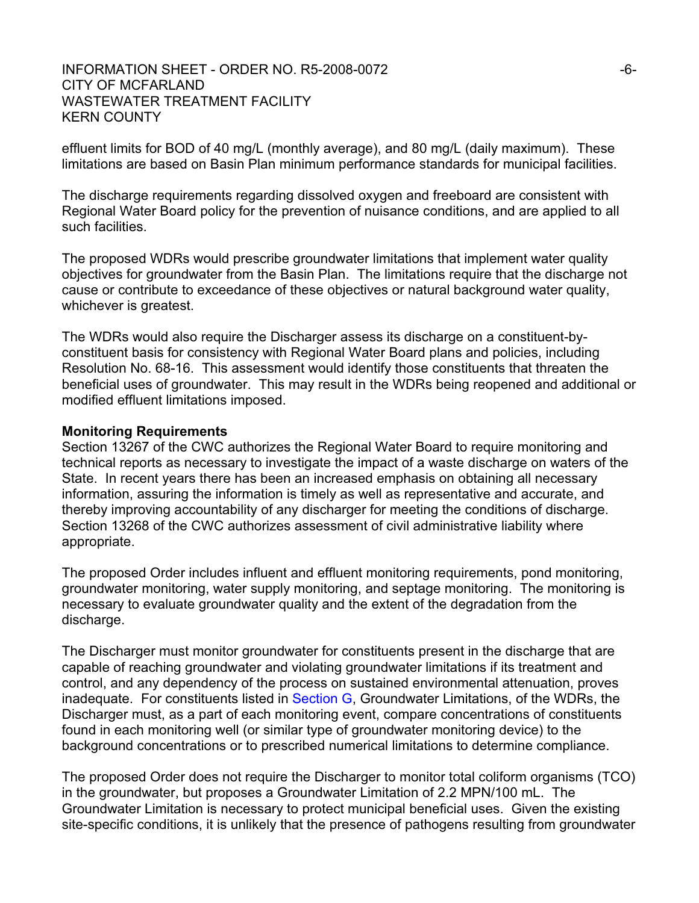effluent limits for BOD of 40 mg/L (monthly average), and 80 mg/L (daily maximum). These limitations are based on Basin Plan minimum performance standards for municipal facilities.

The discharge requirements regarding dissolved oxygen and freeboard are consistent with Regional Water Board policy for the prevention of nuisance conditions, and are applied to all such facilities.

The proposed WDRs would prescribe groundwater limitations that implement water quality objectives for groundwater from the Basin Plan. The limitations require that the discharge not cause or contribute to exceedance of these objectives or natural background water quality, whichever is greatest.

The WDRs would also require the Discharger assess its discharge on a constituent-by-constituent basis for consistency with Regional Water Board plans and policies, including Resolution No. 68-16. This assessment would identify those constituents that threaten the beneficial uses of groundwater. This may result in the WDRs being reopened and additional or modified effluent limitations imposed.

**Monitoring Requirements**

Section 13267 of the CWC authorizes the Regional Water Board to require monitoring and technical reports as necessary to investigate the impact of a waste discharge on waters of the State. In recent years there has been an increased emphasis on obtaining all necessary information, assuring the information is timely as well as representative and accurate, and thereby improving accountability of any discharger for meeting the conditions of discharge. Section 13268 of the CWC authorizes assessment of civil administrative liability where appropriate.

The proposed Order includes influent and effluent monitoring requirements, pond monitoring, groundwater monitoring, water supply monitoring, and septage monitoring. The monitoring is necessary to evaluate groundwater quality and the extent of the degradation from the discharge.

The Discharger must monitor groundwater for constituents present in the discharge that are capable of reaching groundwater and violating groundwater limitations if its treatment and control, and any dependency of the process on sustained environmental attenuation, proves inadequate. For constituents listed in Section G, Groundwater Limitations, of the WDRs, the Discharger must, as a part of each monitoring event, compare concentrations of constituents found in each monitoring well (or similar type of groundwater monitoring device) to the background concentrations or to prescribed numerical limitations to determine compliance.

The proposed Order does not require the Discharger to monitor total coliform organisms (TCO) in the groundwater, but proposes a Groundwater Limitation of 2.2 MPN/100 mL. The Groundwater Limitation is necessary to protect municipal beneficial uses. Given the existing site-specific conditions, it is unlikely that the presence of pathogens resulting from groundwater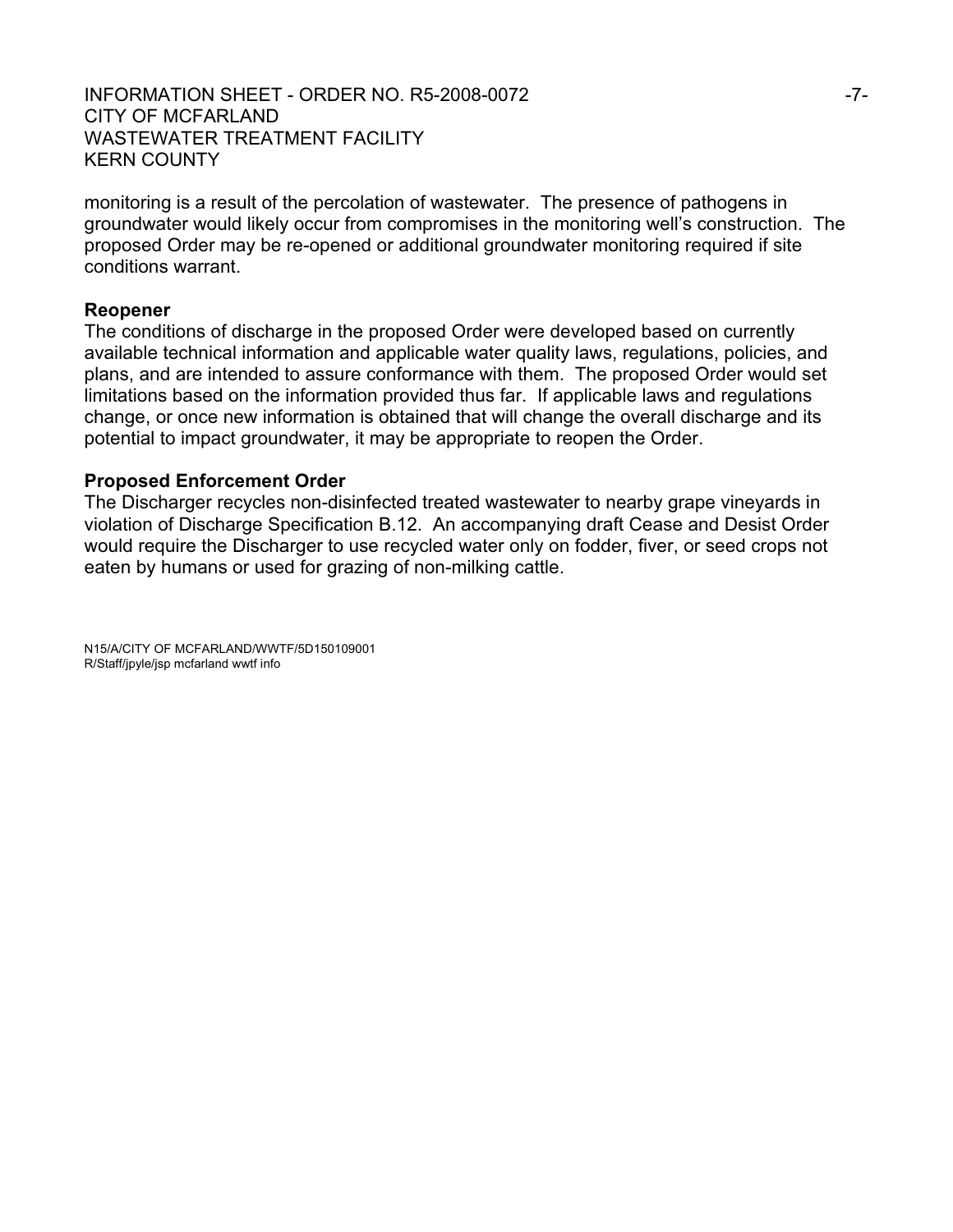monitoring is a result of the percolation of wastewater. The presence of pathogens in groundwater would likely occur from compromises in the monitoring well's construction. The proposed Order may be re-opened or additional groundwater monitoring required if site conditions warrant.

**Reopener**

The conditions of discharge in the proposed Order were developed based on currently available technical information and applicable water quality laws, regulations, policies, and plans, and are intended to assure conformance with them. The proposed Order would set limitations based on the information provided thus far. If applicable laws and regulations change, or once new information is obtained that will change the overall discharge and its potential to impact groundwater, it may be appropriate to reopen the Order.

**Proposed Enforcement Order**

The Discharger recycles non-disinfected treated wastewater to nearby grape vineyards in violation of Discharge Specification B.12. An accompanying draft Cease and Desist Order would require the Discharger to use recycled water only on fodder, fiver, or seed crops not eaten by humans or used for grazing of non-milking cattle.

N15/A/CITY OF MCFARLAND/WWTF/5D150109001
R/Staff/jpyle/jsp mcfarland wwtf info